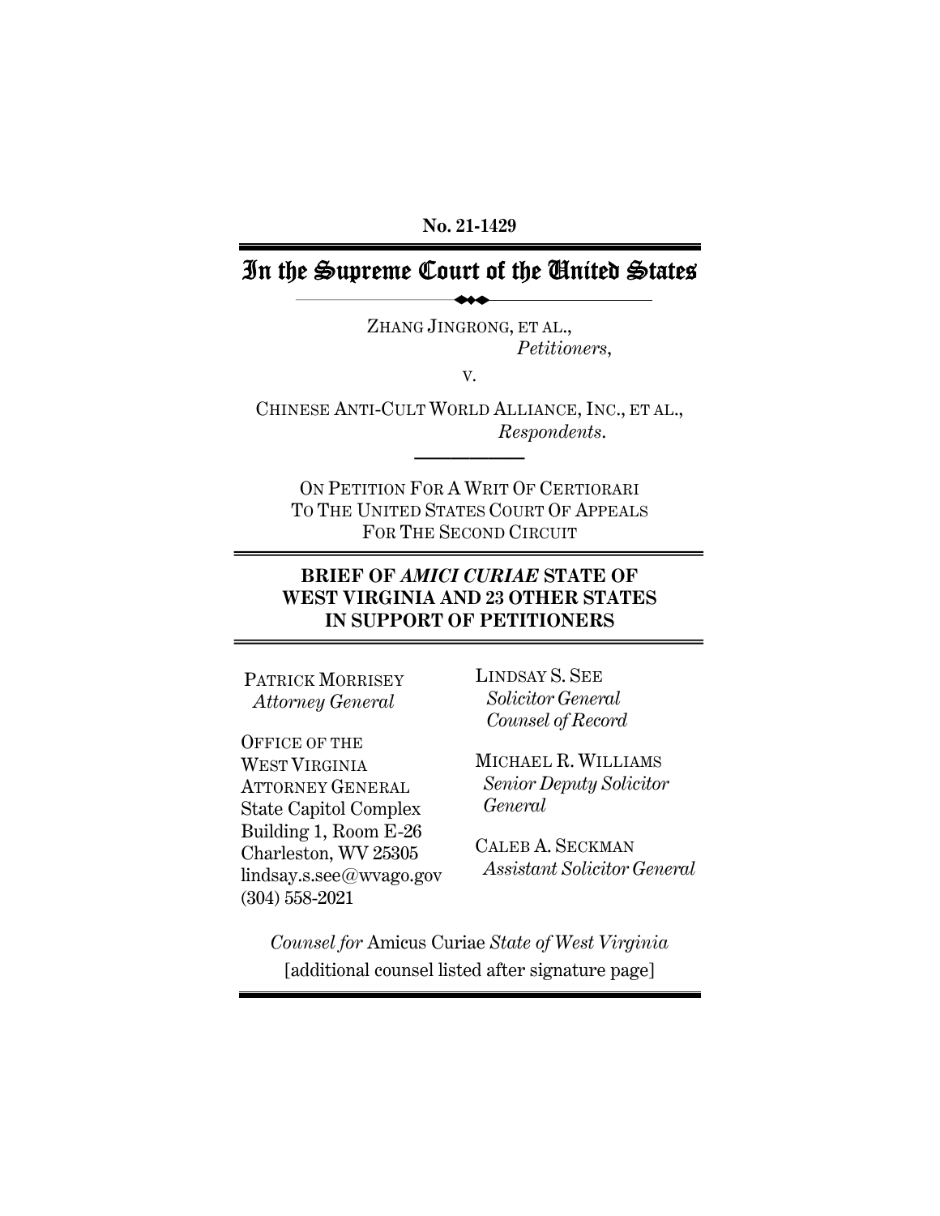**No. 21-1429**

# In the Supreme Court of the United States

ZHANG JINGRONG, ET AL.,
*Petitioners*,

V.

CHINESE ANTI-CULT WORLD ALLIANCE, INC., ET AL.,
*Respondents*.

ON PETITION FOR A WRIT OF CERTIORARI
TO THE UNITED STATES COURT OF APPEALS
FOR THE SECOND CIRCUIT

## BRIEF OF *AMICI CURIAE* STATE OF WEST VIRGINIA AND 23 OTHER STATES IN SUPPORT OF PETITIONERS

PATRICK MORRISEY
*Attorney General*

OFFICE OF THE
WEST VIRGINIA
ATTORNEY GENERAL
State Capitol Complex
Building 1, Room E-26
Charleston, WV 25305
lindsay.s.see@wvago.gov
(304) 558-2021

LINDSAY S. SEE
*Solicitor General*
*Counsel of Record*

MICHAEL R. WILLIAMS
*Senior Deputy Solicitor General*

CALEB A. SECKMAN
*Assistant Solicitor General*

*Counsel for* Amicus Curiae *State of West Virginia*
[additional counsel listed after signature page]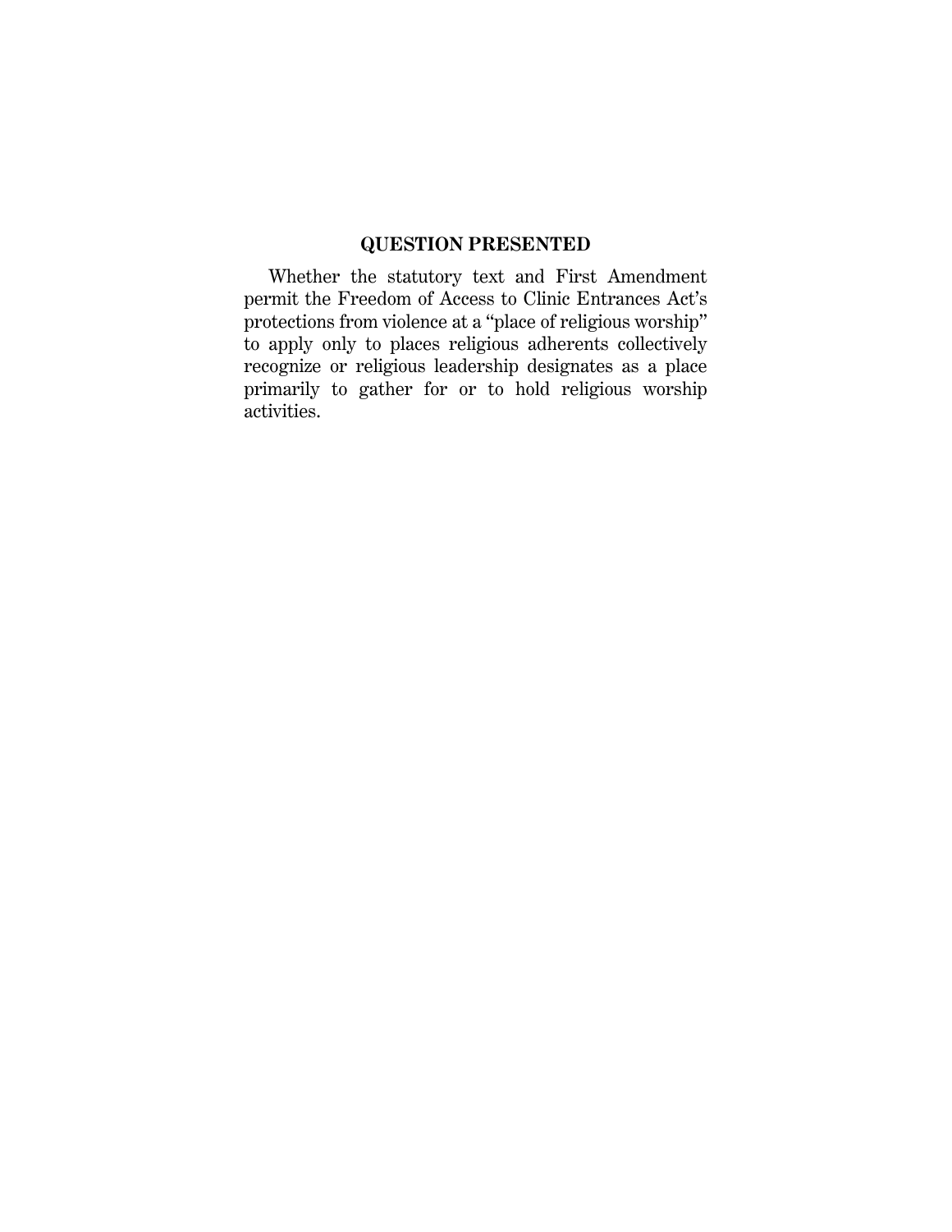## QUESTION PRESENTED

Whether the statutory text and First Amendment permit the Freedom of Access to Clinic Entrances Act's protections from violence at a "place of religious worship" to apply only to places religious adherents collectively recognize or religious leadership designates as a place primarily to gather for or to hold religious worship activities.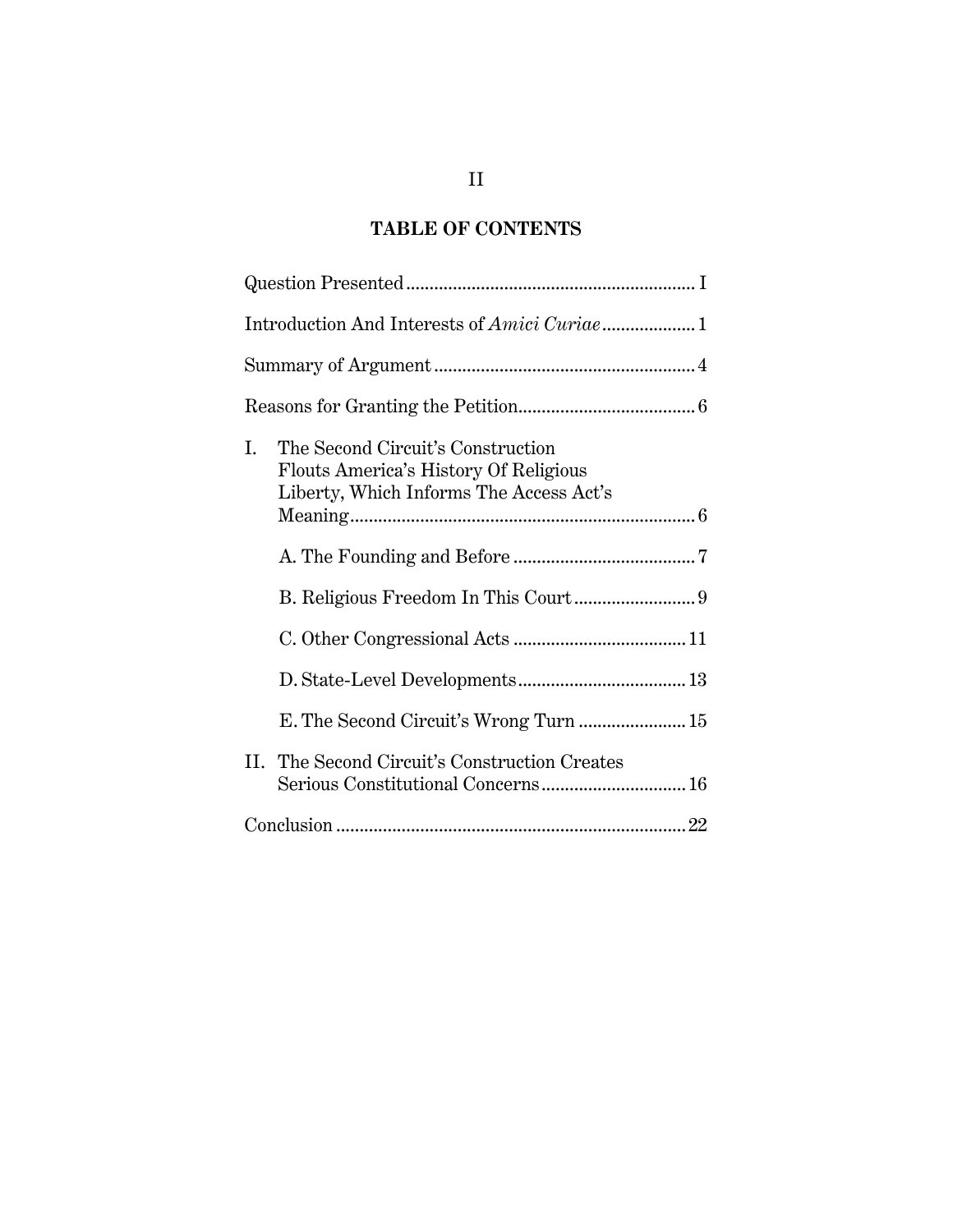## TABLE OF CONTENTS

Question Presented .............................................................. I

Introduction And Interests of *Amici Curiae* .................... 1

Summary of Argument ........................................................ 4

Reasons for Granting the Petition...................................... 6

I. The Second Circuit's Construction Flouts America's History Of Religious Liberty, Which Informs The Access Act's Meaning .......................................................................... 6

   A. The Founding and Before ....................................... 7

   B. Religious Freedom In This Court .......................... 9

   C. Other Congressional Acts ..................................... 11

   D. State-Level Developments .................................... 13

   E. The Second Circuit's Wrong Turn ....................... 15

II. The Second Circuit's Construction Creates Serious Constitutional Concerns ............................... 16

Conclusion ........................................................................... 22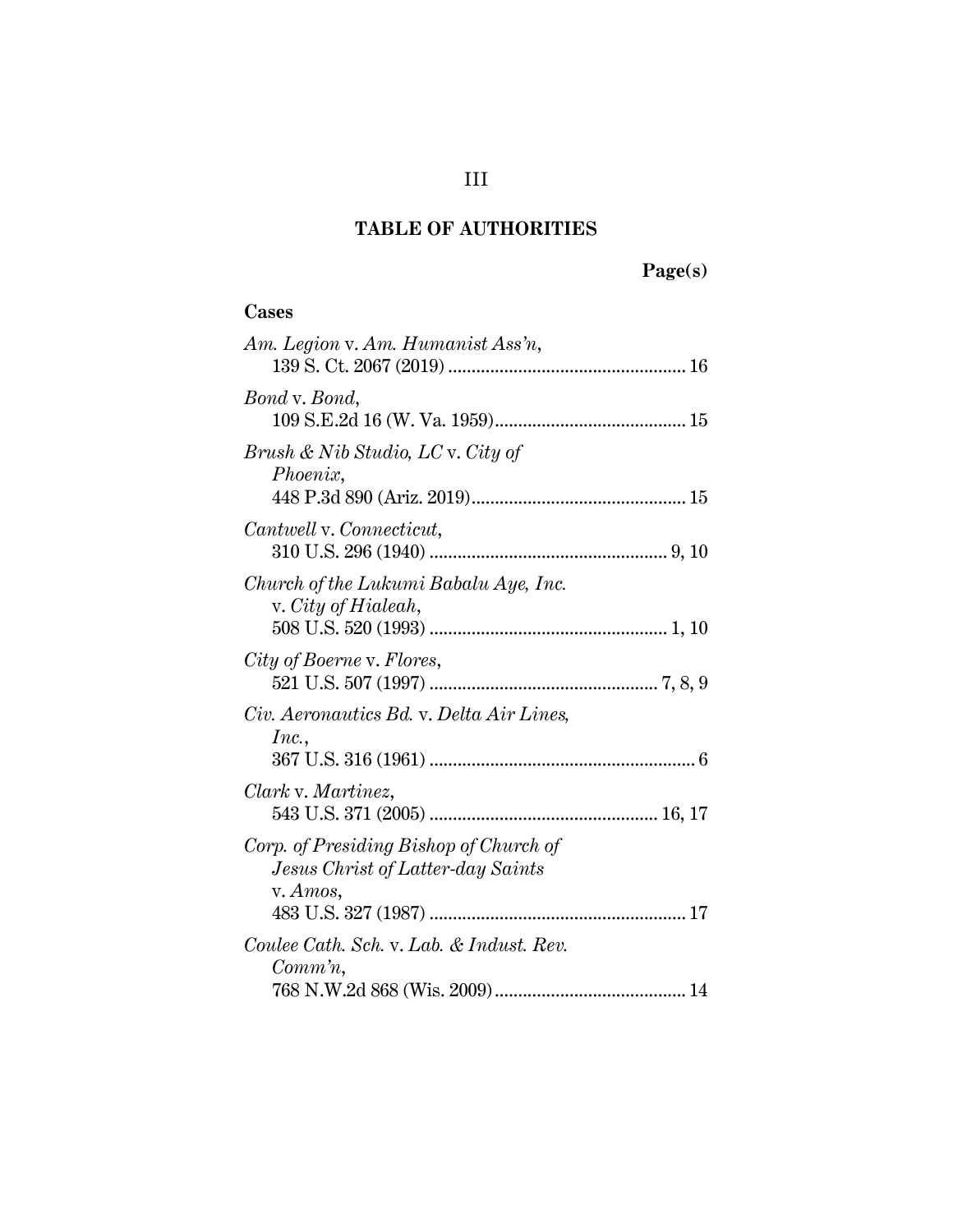# TABLE OF AUTHORITIES

**Page(s)**

**Cases**

*Am. Legion* v. *Am. Humanist Ass'n*, 139 S. Ct. 2067 (2019) .................................................. 16

*Bond* v. *Bond*, 109 S.E.2d 16 (W. Va. 1959)......................................... 15

*Brush & Nib Studio, LC* v. *City of Phoenix*, 448 P.3d 890 (Ariz. 2019)............................................. 15

*Cantwell* v. *Connecticut*, 310 U.S. 296 (1940) .................................................. 9, 10

*Church of the Lukumi Babalu Aye, Inc.* v. *City of Hialeah*, 508 U.S. 520 (1993) .................................................. 1, 10

*City of Boerne* v. *Flores*, 521 U.S. 507 (1997) ................................................ 7, 8, 9

*Civ. Aeronautics Bd.* v. *Delta Air Lines, Inc.*, 367 U.S. 316 (1961) ........................................................ 6

*Clark* v. *Martinez*, 543 U.S. 371 (2005) ................................................ 16, 17

*Corp. of Presiding Bishop of Church of Jesus Christ of Latter-day Saints* v. *Amos*, 483 U.S. 327 (1987) ...................................................... 17

*Coulee Cath. Sch.* v. *Lab. & Indust. Rev. Comm'n*, 768 N.W.2d 868 (Wis. 2009)......................................... 14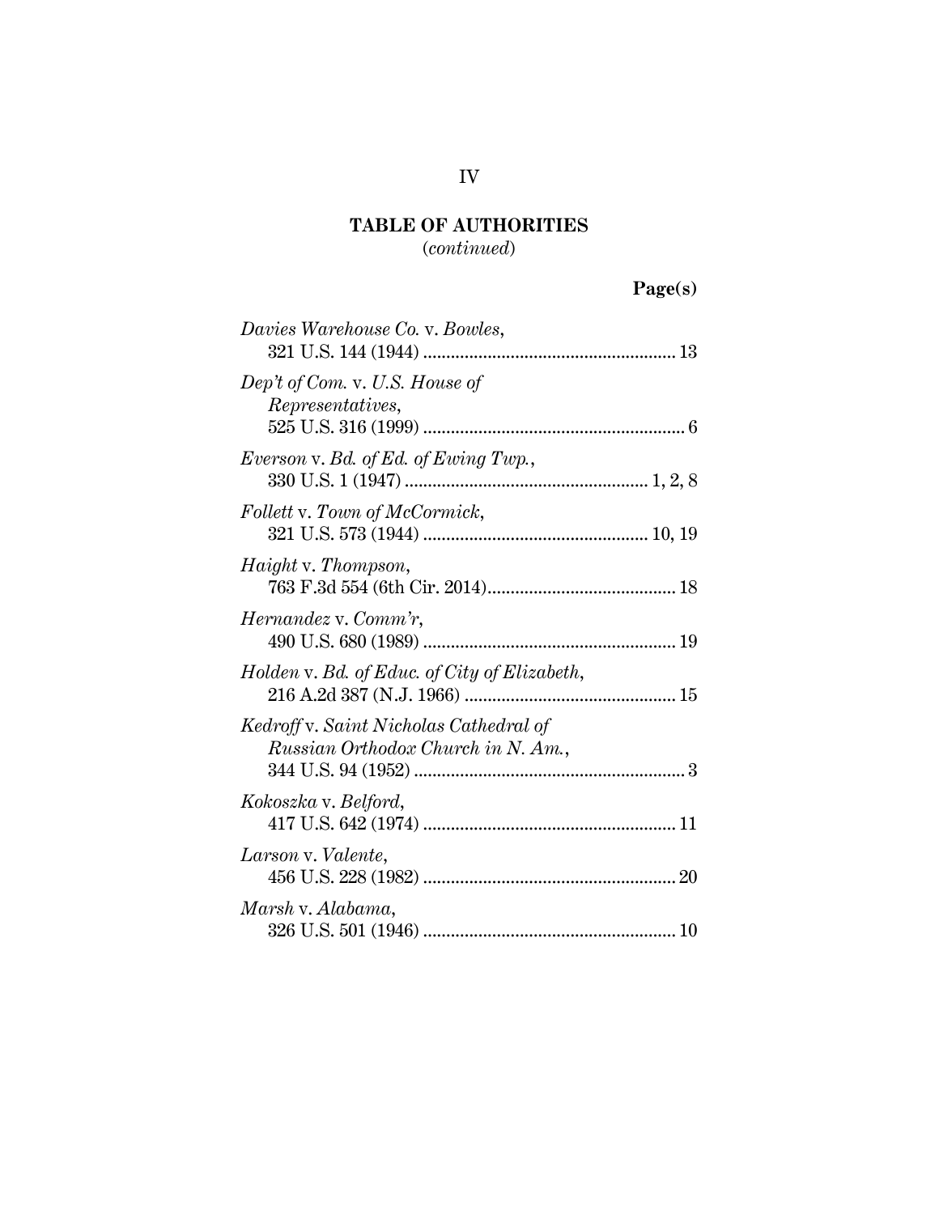## TABLE OF AUTHORITIES
(*continued*)

**Page(s)**

*Davies Warehouse Co.* v. *Bowles*,
321 U.S. 144 (1944) ........................................................ 13

*Dep't of Com.* v. *U.S. House of Representatives*,
525 U.S. 316 (1999) .......................................................... 6

*Everson* v. *Bd. of Ed. of Ewing Twp.*,
330 U.S. 1 (1947) ...................................................... 1, 2, 8

*Follett* v. *Town of McCormick*,
321 U.S. 573 (1944) .................................................. 10, 19

*Haight* v. *Thompson*,
763 F.3d 554 (6th Cir. 2014)........................................... 18

*Hernandez* v. *Comm'r*,
490 U.S. 680 (1989) ........................................................ 19

*Holden* v. *Bd. of Educ. of City of Elizabeth*,
216 A.2d 387 (N.J. 1966) ............................................... 15

*Kedroff* v. *Saint Nicholas Cathedral of Russian Orthodox Church in N. Am.*,
344 U.S. 94 (1952) ............................................................ 3

*Kokoszka* v. *Belford*,
417 U.S. 642 (1974) ........................................................ 11

*Larson* v. *Valente*,
456 U.S. 228 (1982) ........................................................ 20

*Marsh* v. *Alabama*,
326 U.S. 501 (1946) ........................................................ 10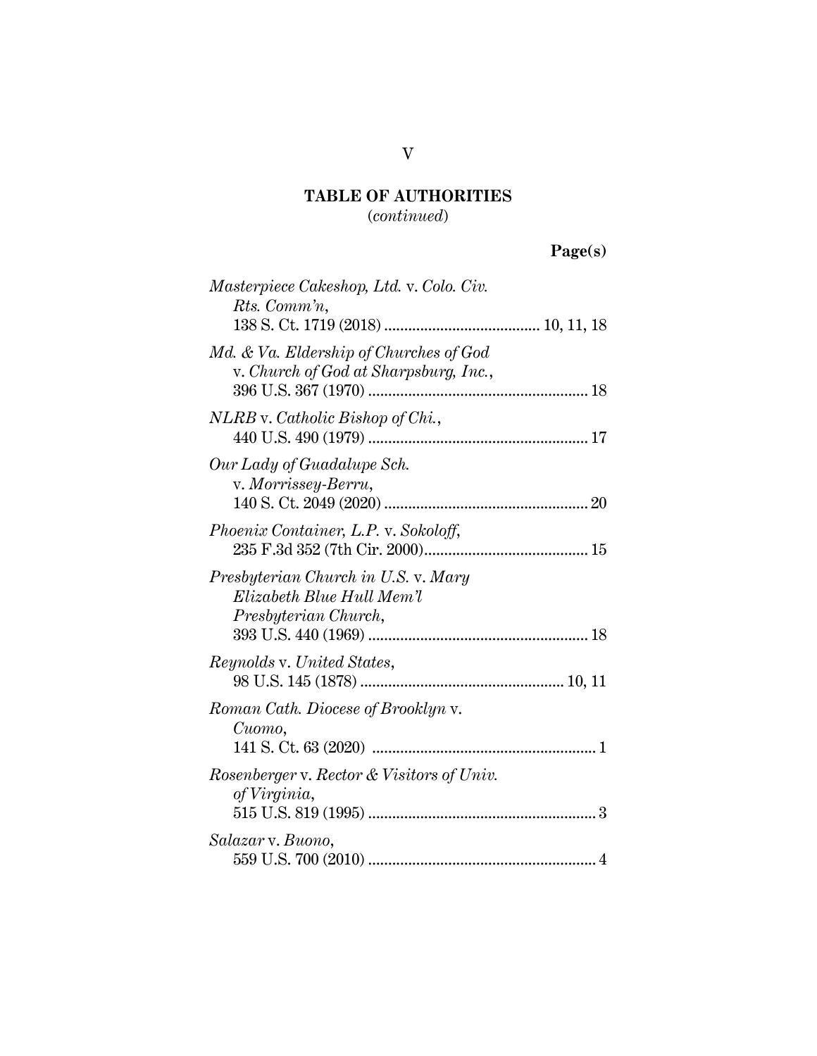## TABLE OF AUTHORITIES
(*continued*)

**Page(s)**

*Masterpiece Cakeshop, Ltd.* v. *Colo. Civ. Rts. Comm'n*,
138 S. Ct. 1719 (2018) ....................................... 10, 11, 18

*Md. & Va. Eldership of Churches of God* v. *Church of God at Sharpsburg, Inc.*,
396 U.S. 367 (1970) ....................................................... 18

*NLRB* v. *Catholic Bishop of Chi.*,
440 U.S. 490 (1979) ....................................................... 17

*Our Lady of Guadalupe Sch.* v. *Morrissey-Berru*,
140 S. Ct. 2049 (2020) .................................................. 20

*Phoenix Container, L.P.* v. *Sokoloff*,
235 F.3d 352 (7th Cir. 2000)......................................... 15

*Presbyterian Church in U.S.* v. *Mary Elizabeth Blue Hull Mem'l Presbyterian Church*,
393 U.S. 440 (1969) ....................................................... 18

*Reynolds* v. *United States*,
98 U.S. 145 (1878) .................................................. 10, 11

*Roman Cath. Diocese of Brooklyn* v. *Cuomo*,
141 S. Ct. 63 (2020) ........................................................ 1

*Rosenberger* v. *Rector & Visitors of Univ. of Virginia*,
515 U.S. 819 (1995) ......................................................... 3

*Salazar* v. *Buono*,
559 U.S. 700 (2010) ......................................................... 4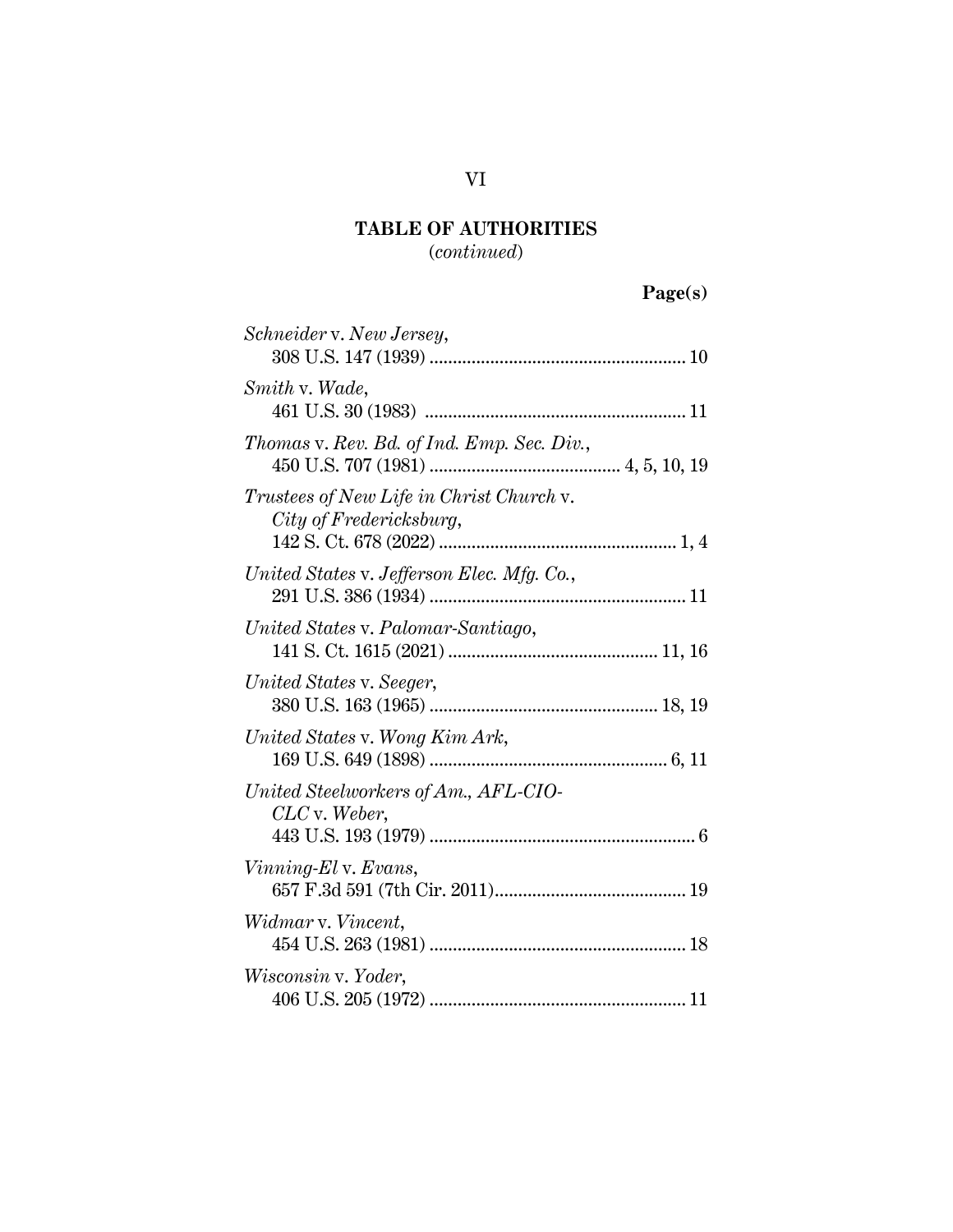## TABLE OF AUTHORITIES
(*continued*)

**Page(s)**

*Schneider* v. *New Jersey*,
308 U.S. 147 (1939) ........................................................ 10

*Smith* v. *Wade*,
461 U.S. 30 (1983) ........................................................ 11

*Thomas* v. *Rev. Bd. of Ind. Emp. Sec. Div.*,
450 U.S. 707 (1981) .......................................... 4, 5, 10, 19

*Trustees of New Life in Christ Church* v. *City of Fredericksburg*,
142 S. Ct. 678 (2022) .................................................... 1, 4

*United States* v. *Jefferson Elec. Mfg. Co.*,
291 U.S. 386 (1934) ........................................................ 11

*United States* v. *Palomar-Santiago*,
141 S. Ct. 1615 (2021) .............................................. 11, 16

*United States* v. *Seeger*,
380 U.S. 163 (1965) .................................................. 18, 19

*United States* v. *Wong Kim Ark*,
169 U.S. 649 (1898) .................................................... 6, 11

*United Steelworkers of Am., AFL-CIO-CLC* v. *Weber*,
443 U.S. 193 (1979) .......................................................... 6

*Vinning-El* v. *Evans*,
657 F.3d 591 (7th Cir. 2011).......................................... 19

*Widmar* v. *Vincent*,
454 U.S. 263 (1981) ........................................................ 18

*Wisconsin* v. *Yoder*,
406 U.S. 205 (1972) ........................................................ 11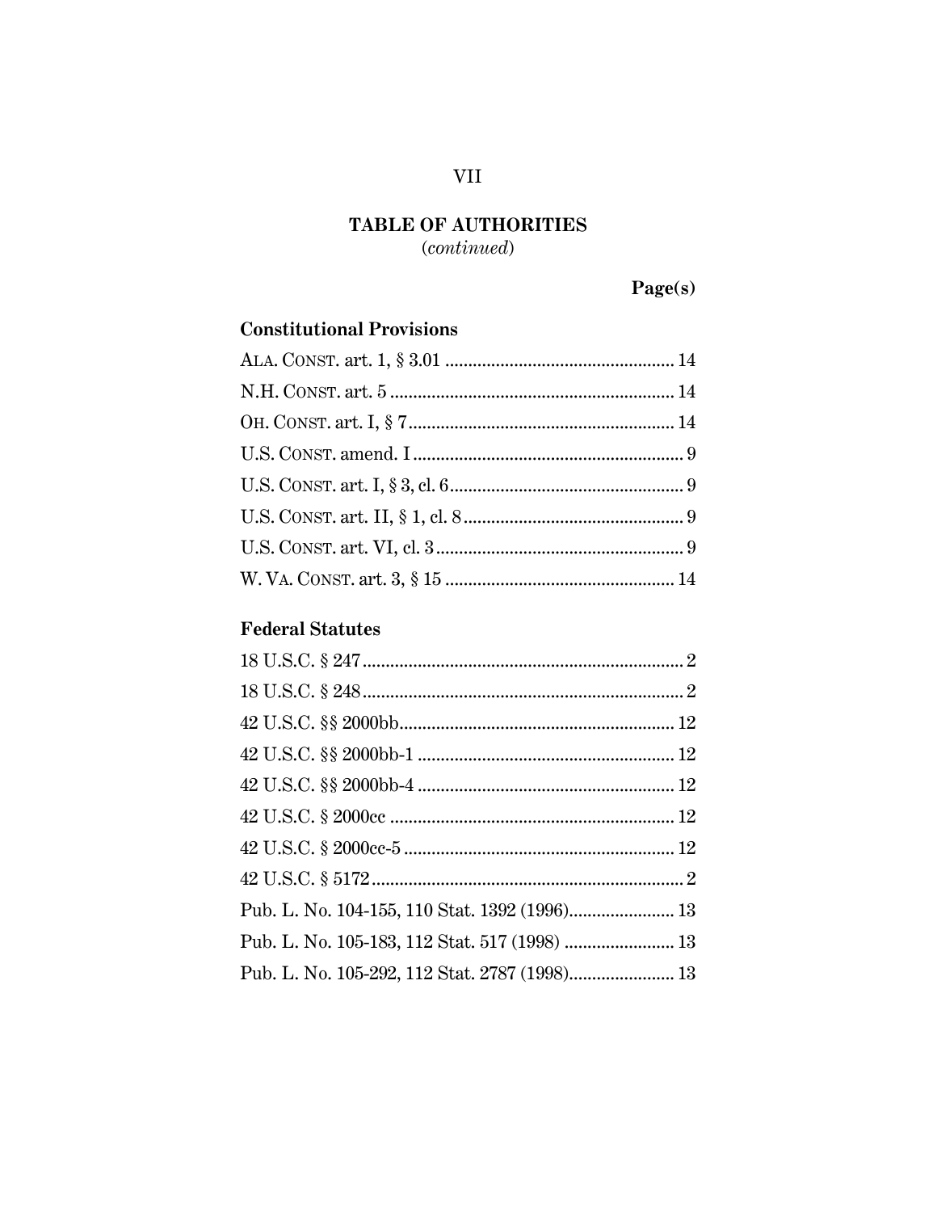## TABLE OF AUTHORITIES
*(continued)*

**Page(s)**

### Constitutional Provisions

ALA. CONST. art. 1, § 3.01 .................................................. 14

N.H. CONST. art. 5 .............................................................. 14

OH. CONST. art. I, § 7.......................................................... 14

U.S. CONST. amend. I .......................................................... 9

U.S. CONST. art. I, § 3, cl. 6.................................................. 9

U.S. CONST. art. II, § 1, cl. 8................................................ 9

U.S. CONST. art. VI, cl. 3...................................................... 9

W. VA. CONST. art. 3, § 15 .................................................. 14

### Federal Statutes

18 U.S.C. § 247...................................................................... 2

18 U.S.C. § 248...................................................................... 2

42 U.S.C. §§ 2000bb............................................................ 12

42 U.S.C. §§ 2000bb-1 ........................................................ 12

42 U.S.C. §§ 2000bb-4 ........................................................ 12

42 U.S.C. § 2000cc .............................................................. 12

42 U.S.C. § 2000cc-5 ........................................................... 12

42 U.S.C. § 5172.................................................................... 2

Pub. L. No. 104-155, 110 Stat. 1392 (1996)....................... 13

Pub. L. No. 105-183, 112 Stat. 517 (1998) ........................ 13

Pub. L. No. 105-292, 112 Stat. 2787 (1998)....................... 13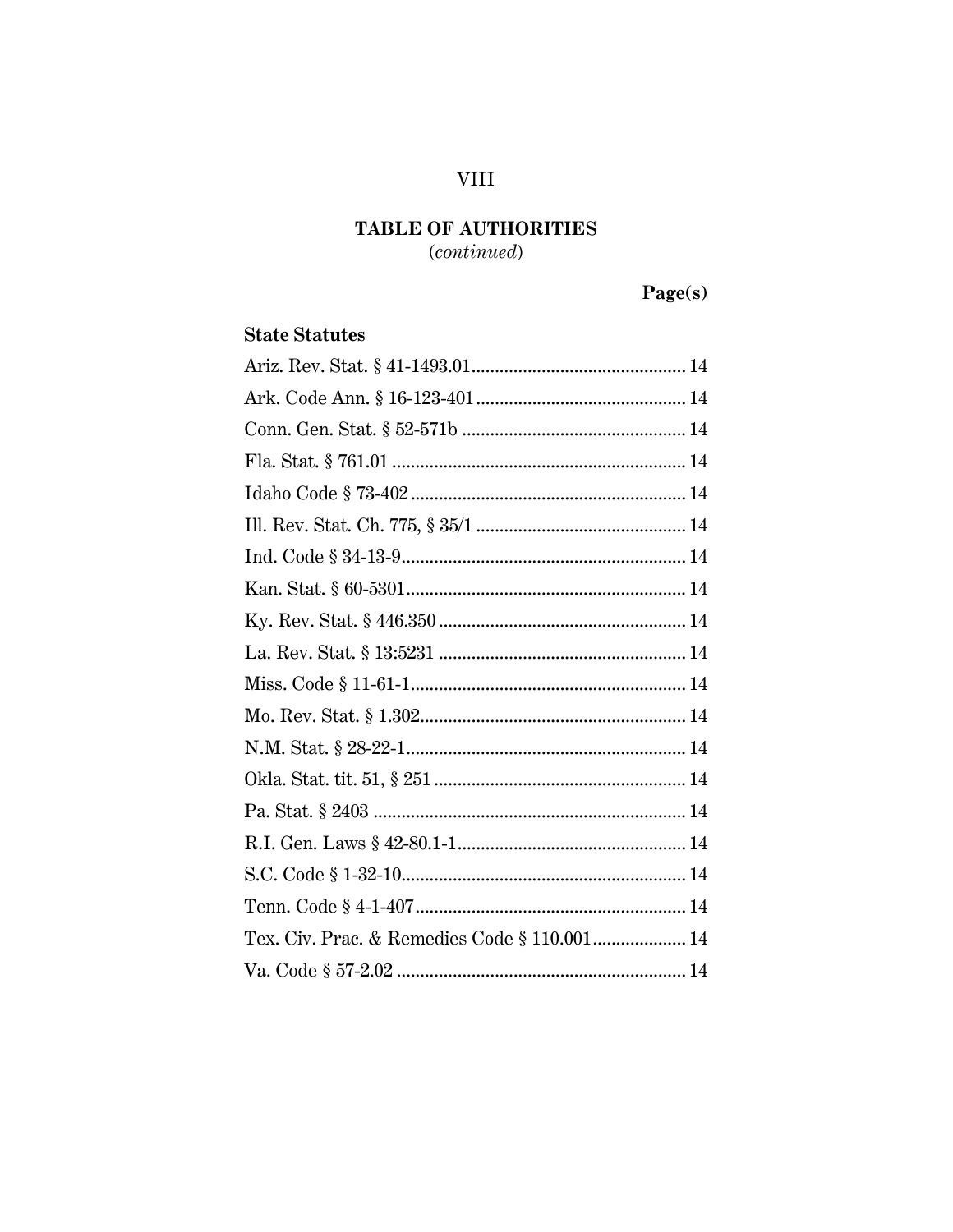## TABLE OF AUTHORITIES
(*continued*)

**Page(s)**

**State Statutes**

Ariz. Rev. Stat. § 41-1493.01 .......... 14

Ark. Code Ann. § 16-123-401 .......... 14

Conn. Gen. Stat. § 52-571b .......... 14

Fla. Stat. § 761.01 .......... 14

Idaho Code § 73-402 .......... 14

Ill. Rev. Stat. Ch. 775, § 35/1 .......... 14

Ind. Code § 34-13-9 .......... 14

Kan. Stat. § 60-5301 .......... 14

Ky. Rev. Stat. § 446.350 .......... 14

La. Rev. Stat. § 13:5231 .......... 14

Miss. Code § 11-61-1 .......... 14

Mo. Rev. Stat. § 1.302 .......... 14

N.M. Stat. § 28-22-1 .......... 14

Okla. Stat. tit. 51, § 251 .......... 14

Pa. Stat. § 2403 .......... 14

R.I. Gen. Laws § 42-80.1-1 .......... 14

S.C. Code § 1-32-10 .......... 14

Tenn. Code § 4-1-407 .......... 14

Tex. Civ. Prac. & Remedies Code § 110.001 .......... 14

Va. Code § 57-2.02 .......... 14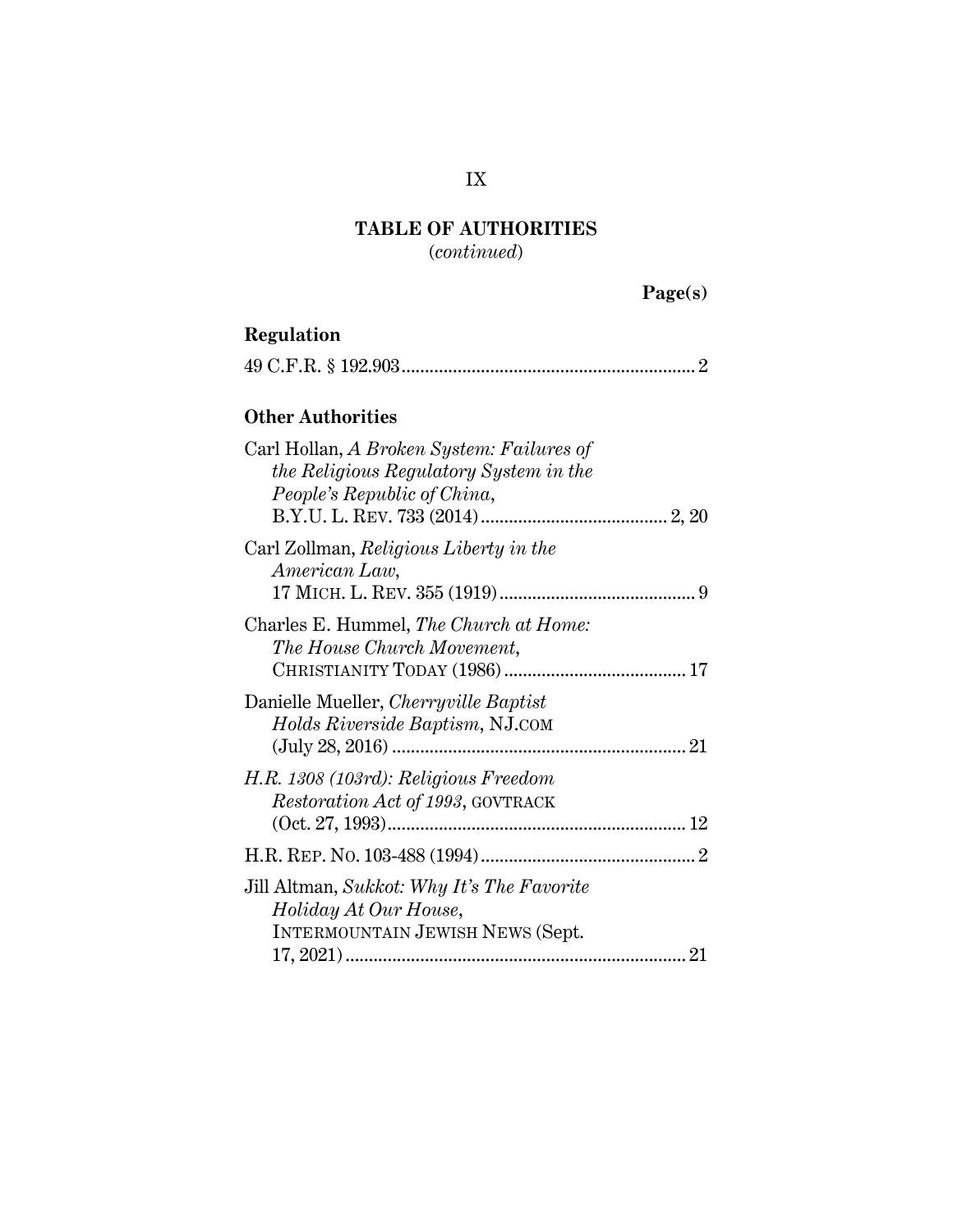**TABLE OF AUTHORITIES**
(*continued*)

**Page(s)**

## Regulation

49 C.F.R. § 192.903 .............................................................. 2

## Other Authorities

Carl Hollan, *A Broken System: Failures of the Religious Regulatory System in the People's Republic of China*, B.Y.U. L. REV. 733 (2014) ........................................ 2, 20

Carl Zollman, *Religious Liberty in the American Law*, 17 MICH. L. REV. 355 (1919) .......................................... 9

Charles E. Hummel, *The Church at Home: The House Church Movement*, CHRISTIANITY TODAY (1986) ....................................... 17

Danielle Mueller, *Cherryville Baptist Holds Riverside Baptism*, NJ.COM (July 28, 2016) .............................................................. 21

*H.R. 1308 (103rd): Religious Freedom Restoration Act of 1993*, GOVTRACK (Oct. 27, 1993) ................................................................ 12

H.R. REP. NO. 103-488 (1994) .............................................. 2

Jill Altman, *Sukkot: Why It's The Favorite Holiday At Our House*, INTERMOUNTAIN JEWISH NEWS (Sept. 17, 2021) ......................................................................... 21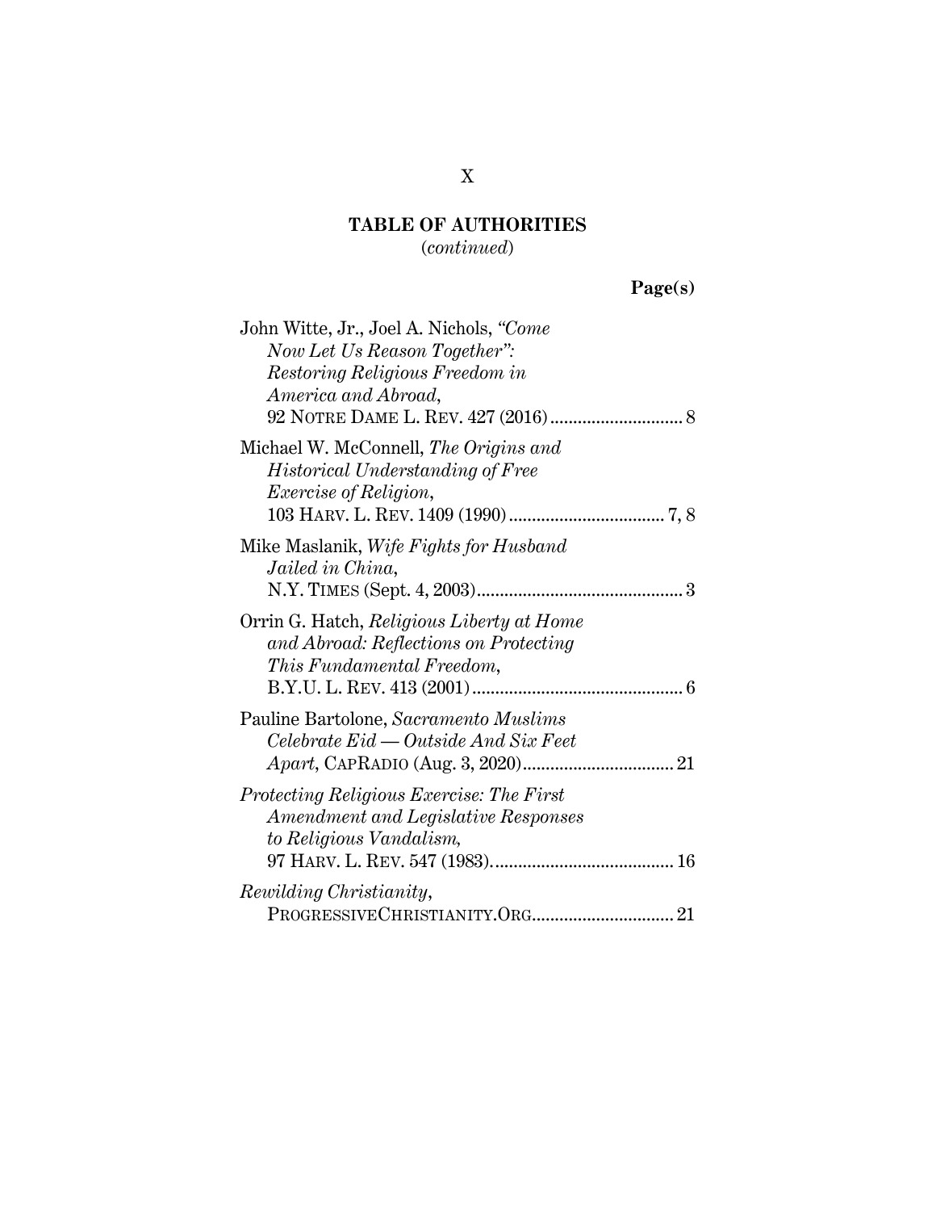**TABLE OF AUTHORITIES**
(*continued*)

**Page(s)**

John Witte, Jr., Joel A. Nichols, *"Come Now Let Us Reason Together": Restoring Religious Freedom in America and Abroad*, 92 NOTRE DAME L. REV. 427 (2016) ............................ 8

Michael W. McConnell, *The Origins and Historical Understanding of Free Exercise of Religion*, 103 HARV. L. REV. 1409 (1990) .................................. 7, 8

Mike Maslanik, *Wife Fights for Husband Jailed in China*, N.Y. TIMES (Sept. 4, 2003) ............................................ 3

Orrin G. Hatch, *Religious Liberty at Home and Abroad: Reflections on Protecting This Fundamental Freedom*, B.Y.U. L. REV. 413 (2001) ............................................. 6

Pauline Bartolone, *Sacramento Muslims Celebrate Eid — Outside And Six Feet Apart*, CAPRADIO (Aug. 3, 2020) ................................ 21

*Protecting Religious Exercise: The First Amendment and Legislative Responses to Religious Vandalism*, 97 HARV. L. REV. 547 (1983) ........................................ 16

*Rewilding Christianity*, PROGRESSIVECHRISTIANITY.ORG .............................. 21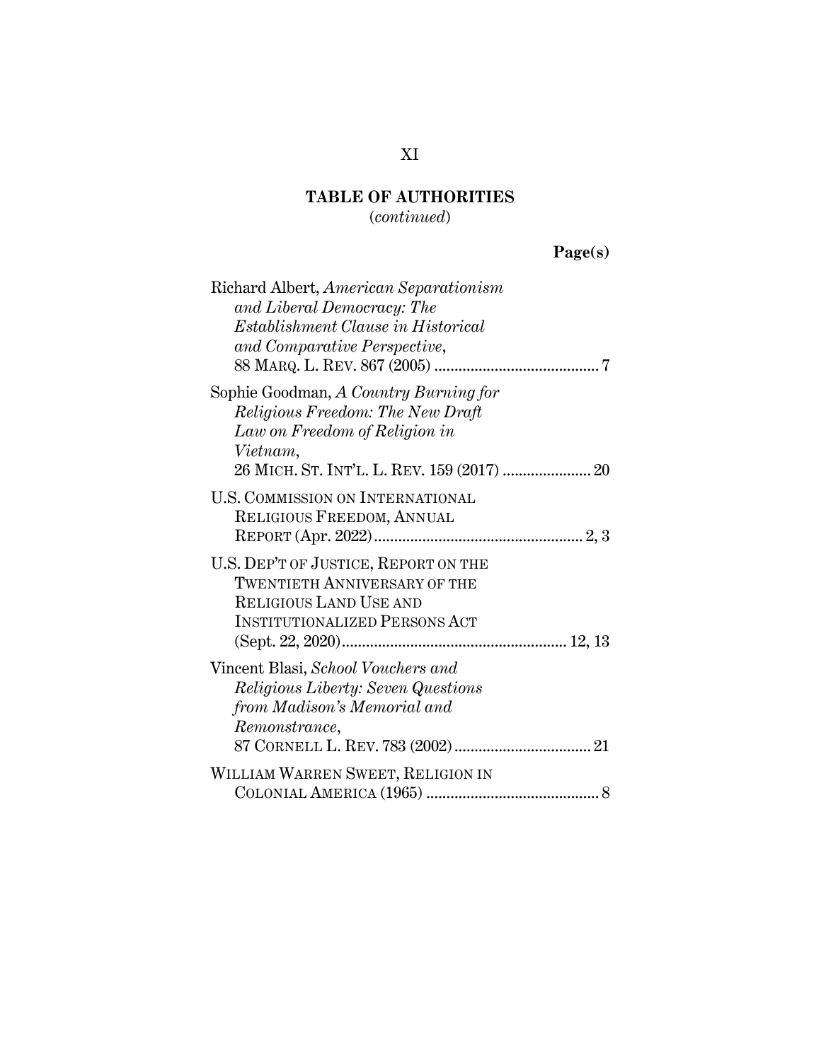**TABLE OF AUTHORITIES**
(*continued*)

**Page(s)**

Richard Albert, *American Separationism and Liberal Democracy: The Establishment Clause in Historical and Comparative Perspective*, 88 MARQ. L. REV. 867 (2005) .......................................... 7

Sophie Goodman, *A Country Burning for Religious Freedom: The New Draft Law on Freedom of Religion in Vietnam*, 26 MICH. ST. INT'L. L. REV. 159 (2017) ...................... 20

U.S. COMMISSION ON INTERNATIONAL RELIGIOUS FREEDOM, ANNUAL REPORT (Apr. 2022) .................................................... 2, 3

U.S. DEP'T OF JUSTICE, REPORT ON THE TWENTIETH ANNIVERSARY OF THE RELIGIOUS LAND USE AND INSTITUTIONALIZED PERSONS ACT (Sept. 22, 2020) ........................................................ 12, 13

Vincent Blasi, *School Vouchers and Religious Liberty: Seven Questions from Madison's Memorial and Remonstrance*, 87 CORNELL L. REV. 783 (2002) .................................. 21

WILLIAM WARREN SWEET, RELIGION IN COLONIAL AMERICA (1965) ........................................... 8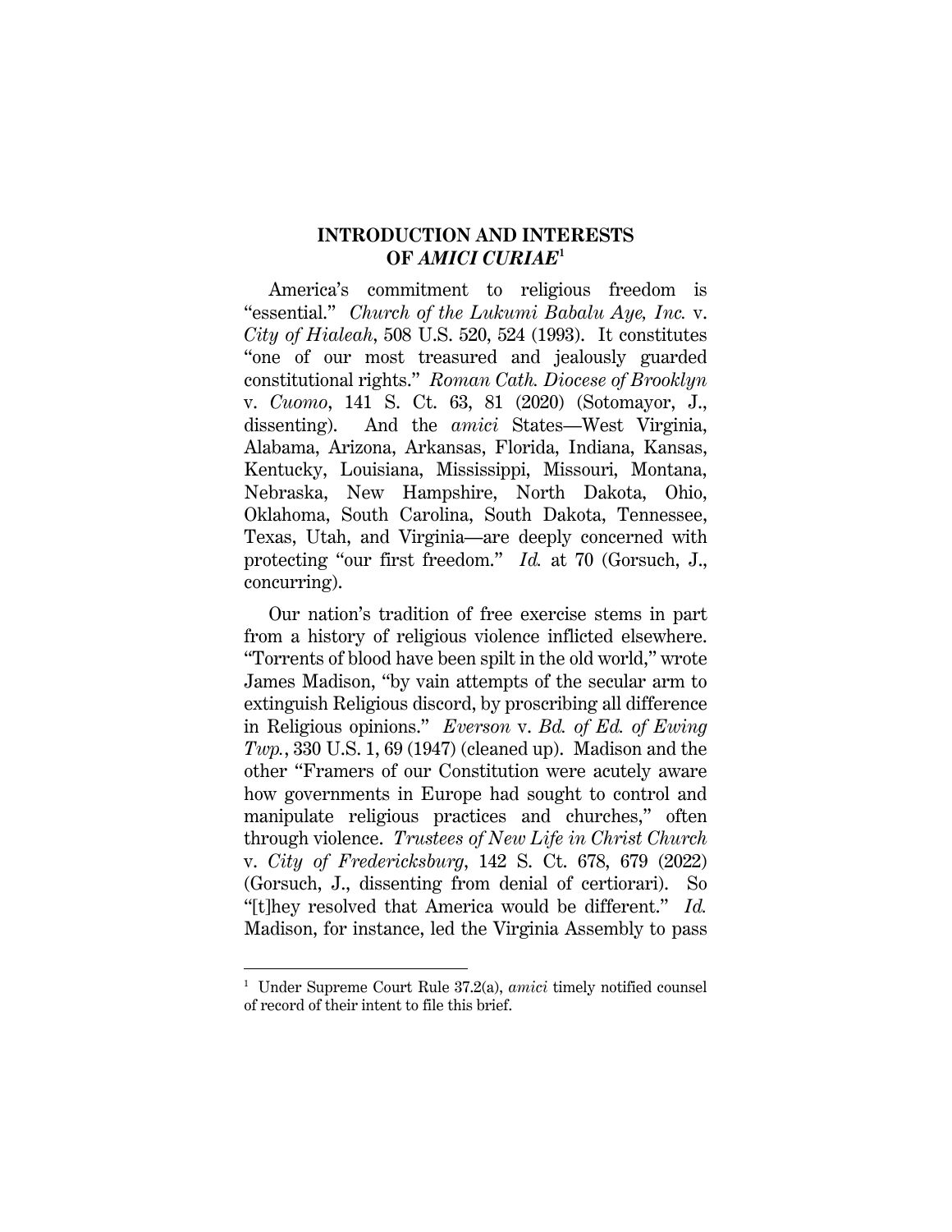## INTRODUCTION AND INTERESTS OF *AMICI CURIAE*[1]

America's commitment to religious freedom is "essential." *Church of the Lukumi Babalu Aye, Inc.* v. *City of Hialeah*, 508 U.S. 520, 524 (1993). It constitutes "one of our most treasured and jealously guarded constitutional rights." *Roman Cath. Diocese of Brooklyn* v. *Cuomo*, 141 S. Ct. 63, 81 (2020) (Sotomayor, J., dissenting). And the *amici* States—West Virginia, Alabama, Arizona, Arkansas, Florida, Indiana, Kansas, Kentucky, Louisiana, Mississippi, Missouri, Montana, Nebraska, New Hampshire, North Dakota, Ohio, Oklahoma, South Carolina, South Dakota, Tennessee, Texas, Utah, and Virginia—are deeply concerned with protecting "our first freedom." *Id.* at 70 (Gorsuch, J., concurring).

Our nation's tradition of free exercise stems in part from a history of religious violence inflicted elsewhere. "Torrents of blood have been spilt in the old world," wrote James Madison, "by vain attempts of the secular arm to extinguish Religious discord, by proscribing all difference in Religious opinions." *Everson* v. *Bd. of Ed. of Ewing Twp.*, 330 U.S. 1, 69 (1947) (cleaned up). Madison and the other "Framers of our Constitution were acutely aware how governments in Europe had sought to control and manipulate religious practices and churches," often through violence. *Trustees of New Life in Christ Church* v. *City of Fredericksburg*, 142 S. Ct. 678, 679 (2022) (Gorsuch, J., dissenting from denial of certiorari). So "[t]hey resolved that America would be different." *Id.* Madison, for instance, led the Virginia Assembly to pass

[1] Under Supreme Court Rule 37.2(a), *amici* timely notified counsel of record of their intent to file this brief.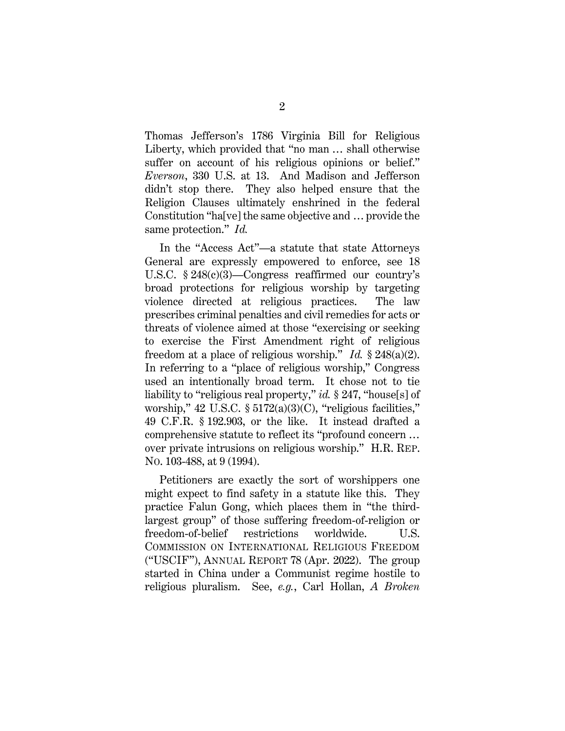Thomas Jefferson's 1786 Virginia Bill for Religious Liberty, which provided that "no man … shall otherwise suffer on account of his religious opinions or belief." *Everson*, 330 U.S. at 13. And Madison and Jefferson didn't stop there. They also helped ensure that the Religion Clauses ultimately enshrined in the federal Constitution "ha[ve] the same objective and … provide the same protection." *Id.*

In the "Access Act"—a statute that state Attorneys General are expressly empowered to enforce, see 18 U.S.C. § 248(c)(3)—Congress reaffirmed our country's broad protections for religious worship by targeting violence directed at religious practices. The law prescribes criminal penalties and civil remedies for acts or threats of violence aimed at those "exercising or seeking to exercise the First Amendment right of religious freedom at a place of religious worship." *Id.* § 248(a)(2). In referring to a "place of religious worship," Congress used an intentionally broad term. It chose not to tie liability to "religious real property," *id.* § 247, "house[s] of worship," 42 U.S.C. § 5172(a)(3)(C), "religious facilities," 49 C.F.R. § 192.903, or the like. It instead drafted a comprehensive statute to reflect its "profound concern … over private intrusions on religious worship." H.R. REP. NO. 103-488, at 9 (1994).

Petitioners are exactly the sort of worshippers one might expect to find safety in a statute like this. They practice Falun Gong, which places them in "the third-largest group" of those suffering freedom-of-religion or freedom-of-belief restrictions worldwide. U.S. COMMISSION ON INTERNATIONAL RELIGIOUS FREEDOM ("USCIF"), ANNUAL REPORT 78 (Apr. 2022). The group started in China under a Communist regime hostile to religious pluralism. See, *e.g.*, Carl Hollan, *A Broken*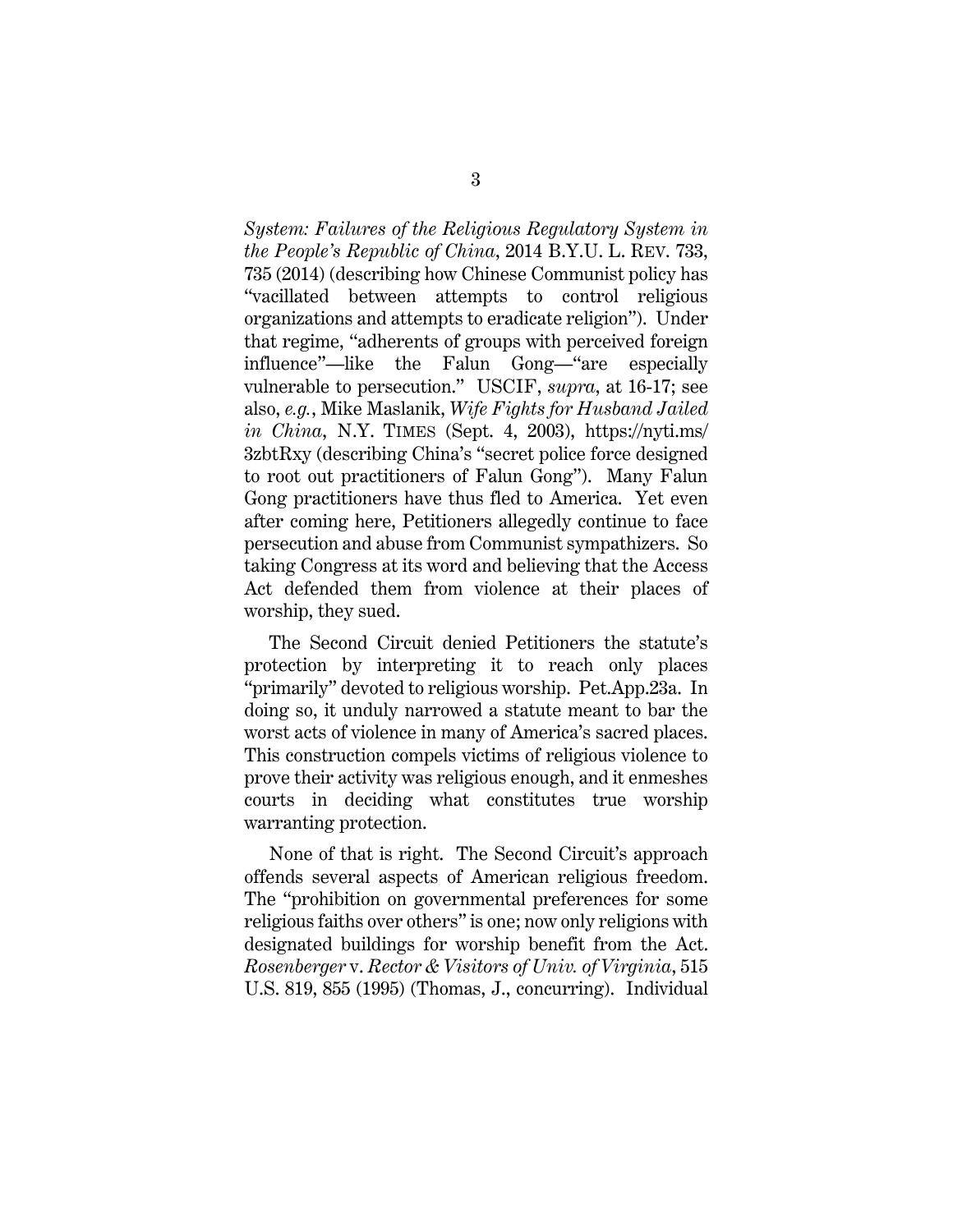*System: Failures of the Religious Regulatory System in the People's Republic of China*, 2014 B.Y.U. L. REV. 733, 735 (2014) (describing how Chinese Communist policy has "vacillated between attempts to control religious organizations and attempts to eradicate religion"). Under that regime, "adherents of groups with perceived foreign influence"—like the Falun Gong—"are especially vulnerable to persecution." USCIF, *supra*, at 16-17; see also, *e.g.*, Mike Maslanik, *Wife Fights for Husband Jailed in China*, N.Y. TIMES (Sept. 4, 2003), https://nyti.ms/3zbtRxy (describing China's "secret police force designed to root out practitioners of Falun Gong"). Many Falun Gong practitioners have thus fled to America. Yet even after coming here, Petitioners allegedly continue to face persecution and abuse from Communist sympathizers. So taking Congress at its word and believing that the Access Act defended them from violence at their places of worship, they sued.

The Second Circuit denied Petitioners the statute's protection by interpreting it to reach only places "primarily" devoted to religious worship. Pet.App.23a. In doing so, it unduly narrowed a statute meant to bar the worst acts of violence in many of America's sacred places. This construction compels victims of religious violence to prove their activity was religious enough, and it enmeshes courts in deciding what constitutes true worship warranting protection.

None of that is right. The Second Circuit's approach offends several aspects of American religious freedom. The "prohibition on governmental preferences for some religious faiths over others" is one; now only religions with designated buildings for worship benefit from the Act. *Rosenberger* v. *Rector & Visitors of Univ. of Virginia*, 515 U.S. 819, 855 (1995) (Thomas, J., concurring). Individual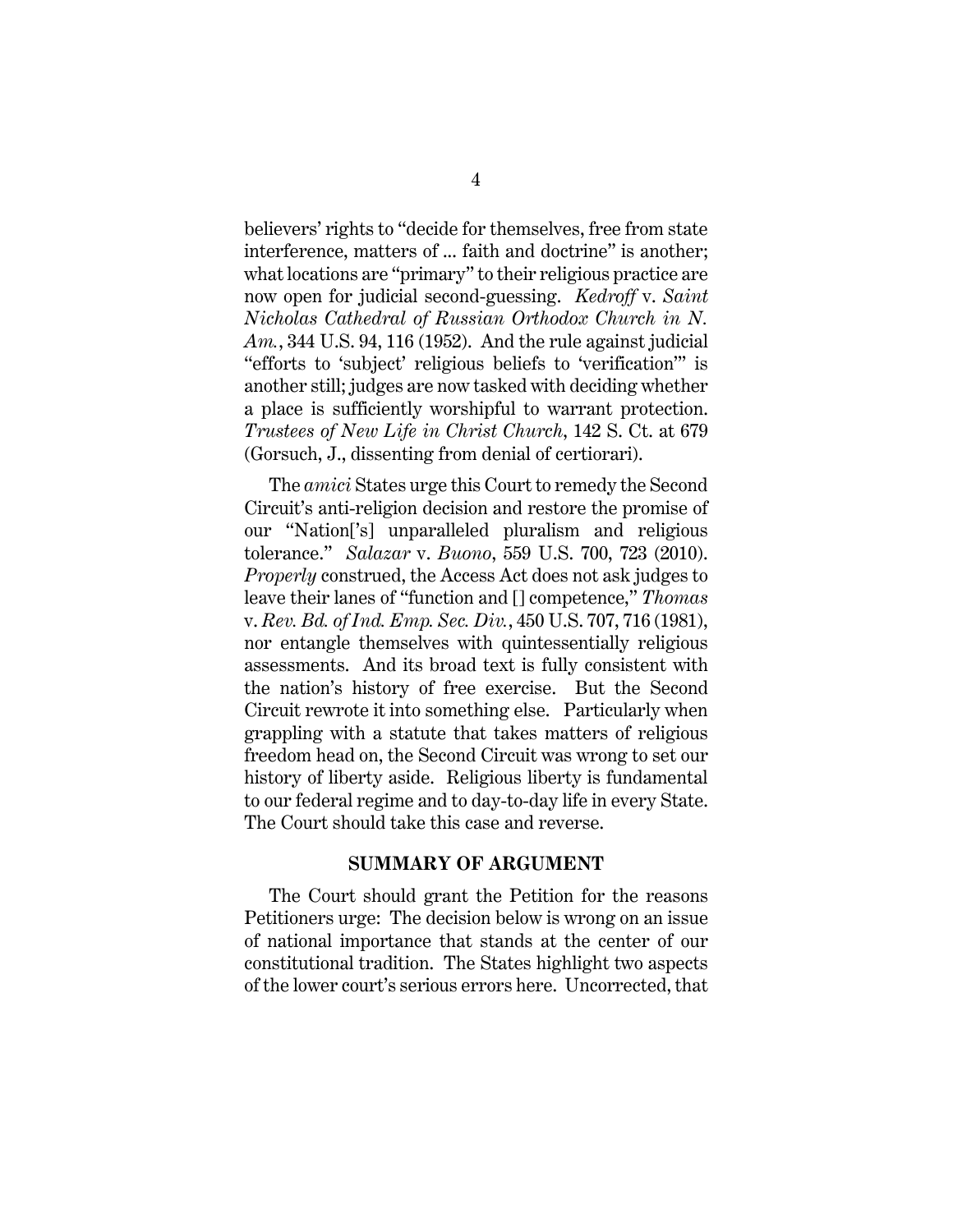believers' rights to "decide for themselves, free from state interference, matters of ... faith and doctrine" is another; what locations are "primary" to their religious practice are now open for judicial second-guessing. *Kedroff* v. *Saint Nicholas Cathedral of Russian Orthodox Church in N. Am.*, 344 U.S. 94, 116 (1952). And the rule against judicial "efforts to 'subject' religious beliefs to 'verification'" is another still; judges are now tasked with deciding whether a place is sufficiently worshipful to warrant protection. *Trustees of New Life in Christ Church*, 142 S. Ct. at 679 (Gorsuch, J., dissenting from denial of certiorari).

The *amici* States urge this Court to remedy the Second Circuit's anti-religion decision and restore the promise of our "Nation['s] unparalleled pluralism and religious tolerance." *Salazar* v. *Buono*, 559 U.S. 700, 723 (2010). *Properly* construed, the Access Act does not ask judges to leave their lanes of "function and [] competence," *Thomas* v. *Rev. Bd. of Ind. Emp. Sec. Div.*, 450 U.S. 707, 716 (1981), nor entangle themselves with quintessentially religious assessments. And its broad text is fully consistent with the nation's history of free exercise. But the Second Circuit rewrote it into something else. Particularly when grappling with a statute that takes matters of religious freedom head on, the Second Circuit was wrong to set our history of liberty aside. Religious liberty is fundamental to our federal regime and to day-to-day life in every State. The Court should take this case and reverse.

## SUMMARY OF ARGUMENT

The Court should grant the Petition for the reasons Petitioners urge: The decision below is wrong on an issue of national importance that stands at the center of our constitutional tradition. The States highlight two aspects of the lower court's serious errors here. Uncorrected, that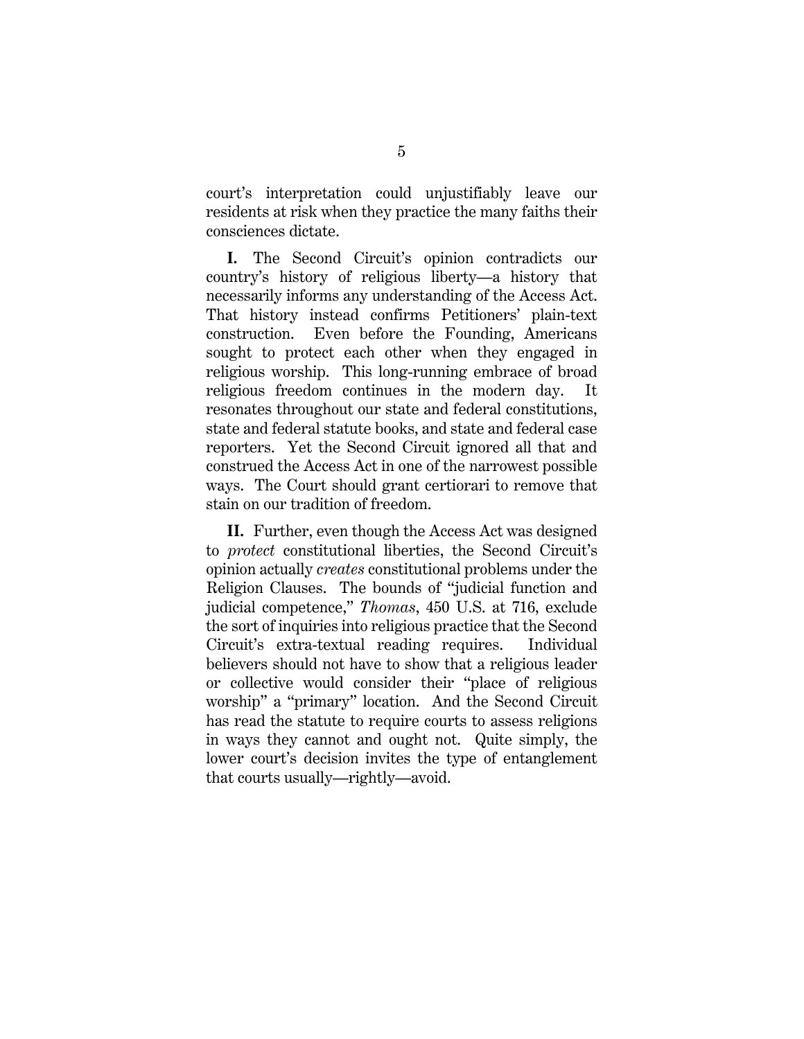court's interpretation could unjustifiably leave our residents at risk when they practice the many faiths their consciences dictate.

**I.** The Second Circuit's opinion contradicts our country's history of religious liberty—a history that necessarily informs any understanding of the Access Act. That history instead confirms Petitioners' plain-text construction. Even before the Founding, Americans sought to protect each other when they engaged in religious worship. This long-running embrace of broad religious freedom continues in the modern day. It resonates throughout our state and federal constitutions, state and federal statute books, and state and federal case reporters. Yet the Second Circuit ignored all that and construed the Access Act in one of the narrowest possible ways. The Court should grant certiorari to remove that stain on our tradition of freedom.

**II.** Further, even though the Access Act was designed to *protect* constitutional liberties, the Second Circuit's opinion actually *creates* constitutional problems under the Religion Clauses. The bounds of "judicial function and judicial competence," *Thomas*, 450 U.S. at 716, exclude the sort of inquiries into religious practice that the Second Circuit's extra-textual reading requires. Individual believers should not have to show that a religious leader or collective would consider their "place of religious worship" a "primary" location. And the Second Circuit has read the statute to require courts to assess religions in ways they cannot and ought not. Quite simply, the lower court's decision invites the type of entanglement that courts usually—rightly—avoid.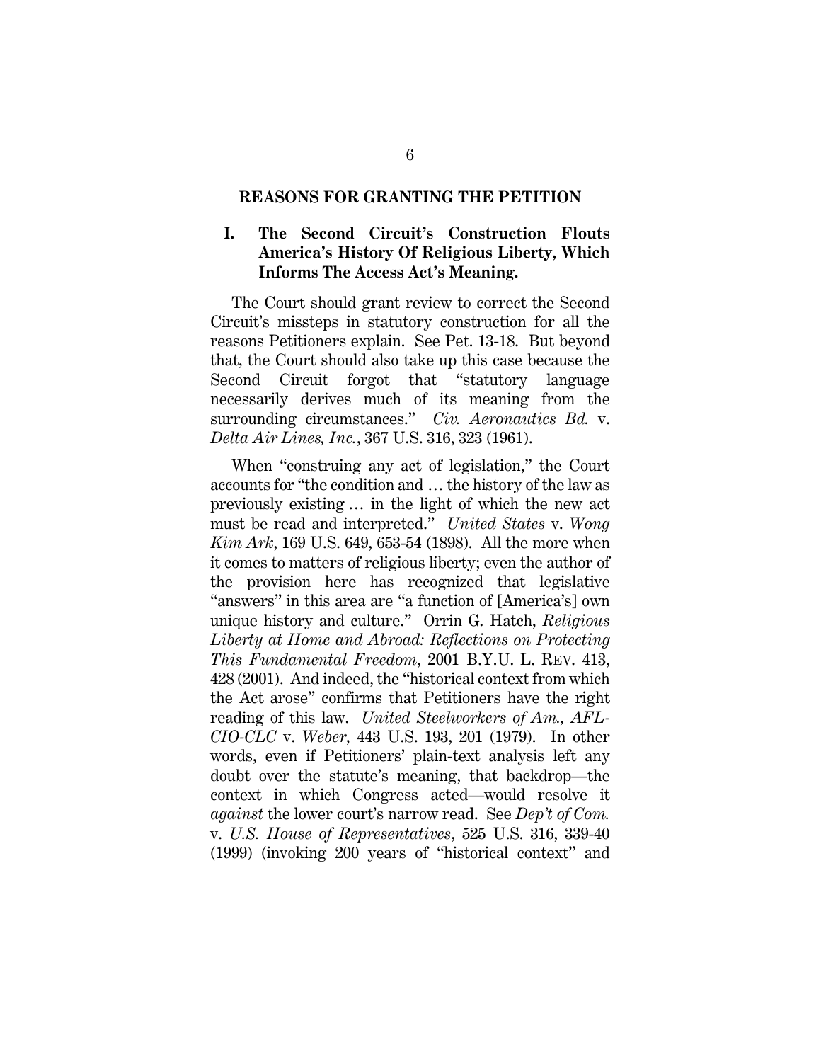## REASONS FOR GRANTING THE PETITION

### I. The Second Circuit's Construction Flouts America's History Of Religious Liberty, Which Informs The Access Act's Meaning.

The Court should grant review to correct the Second Circuit's missteps in statutory construction for all the reasons Petitioners explain. See Pet. 13-18. But beyond that, the Court should also take up this case because the Second Circuit forgot that "statutory language necessarily derives much of its meaning from the surrounding circumstances." *Civ. Aeronautics Bd.* v. *Delta Air Lines, Inc.*, 367 U.S. 316, 323 (1961).

When "construing any act of legislation," the Court accounts for "the condition and … the history of the law as previously existing … in the light of which the new act must be read and interpreted." *United States* v. *Wong Kim Ark*, 169 U.S. 649, 653-54 (1898). All the more when it comes to matters of religious liberty; even the author of the provision here has recognized that legislative "answers" in this area are "a function of [America's] own unique history and culture." Orrin G. Hatch, *Religious Liberty at Home and Abroad: Reflections on Protecting This Fundamental Freedom*, 2001 B.Y.U. L. REV. 413, 428 (2001). And indeed, the "historical context from which the Act arose" confirms that Petitioners have the right reading of this law. *United Steelworkers of Am., AFL-CIO-CLC* v. *Weber*, 443 U.S. 193, 201 (1979). In other words, even if Petitioners' plain-text analysis left any doubt over the statute's meaning, that backdrop—the context in which Congress acted—would resolve it *against* the lower court's narrow read. See *Dep't of Com.* v. *U.S. House of Representatives*, 525 U.S. 316, 339-40 (1999) (invoking 200 years of "historical context" and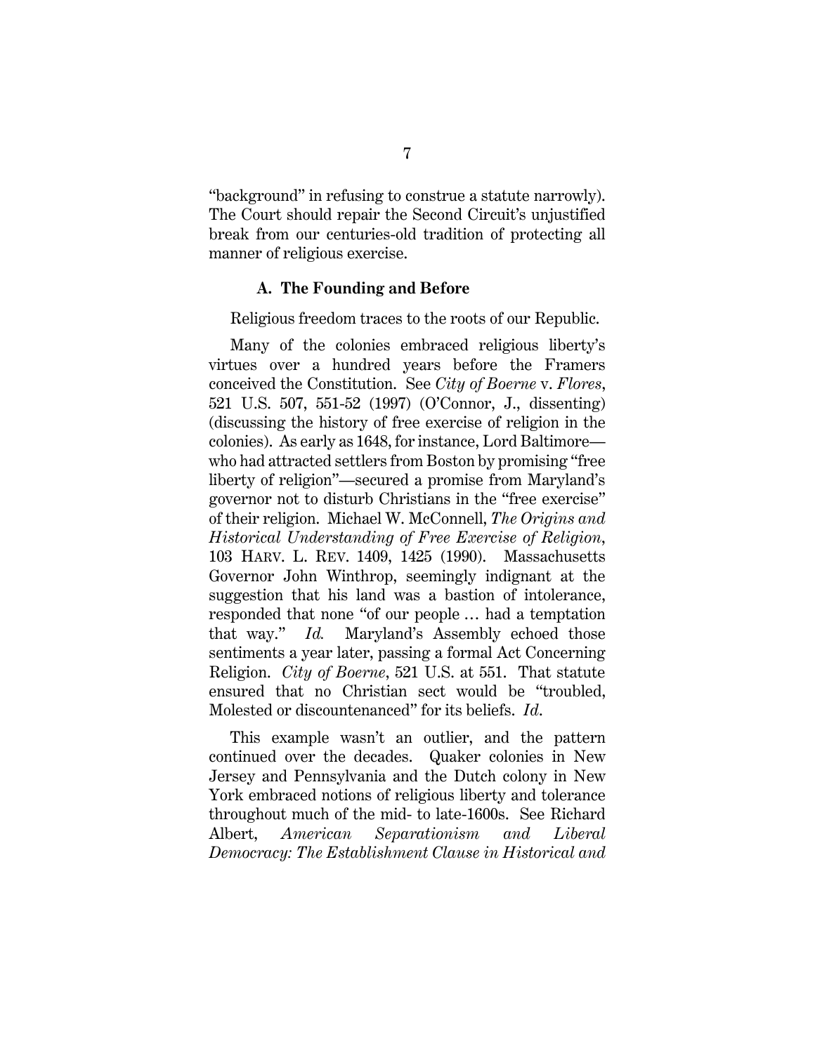"background" in refusing to construe a statute narrowly). The Court should repair the Second Circuit's unjustified break from our centuries-old tradition of protecting all manner of religious exercise.

### A. The Founding and Before

Religious freedom traces to the roots of our Republic.

Many of the colonies embraced religious liberty's virtues over a hundred years before the Framers conceived the Constitution. See *City of Boerne* v. *Flores*, 521 U.S. 507, 551-52 (1997) (O'Connor, J., dissenting) (discussing the history of free exercise of religion in the colonies). As early as 1648, for instance, Lord Baltimore—who had attracted settlers from Boston by promising "free liberty of religion"—secured a promise from Maryland's governor not to disturb Christians in the "free exercise" of their religion. Michael W. McConnell, *The Origins and Historical Understanding of Free Exercise of Religion*, 103 HARV. L. REV. 1409, 1425 (1990). Massachusetts Governor John Winthrop, seemingly indignant at the suggestion that his land was a bastion of intolerance, responded that none "of our people … had a temptation that way." *Id.* Maryland's Assembly echoed those sentiments a year later, passing a formal Act Concerning Religion. *City of Boerne*, 521 U.S. at 551. That statute ensured that no Christian sect would be "troubled, Molested or discountenanced" for its beliefs. *Id.*

This example wasn't an outlier, and the pattern continued over the decades. Quaker colonies in New Jersey and Pennsylvania and the Dutch colony in New York embraced notions of religious liberty and tolerance throughout much of the mid- to late-1600s. See Richard Albert, *American Separationism and Liberal Democracy: The Establishment Clause in Historical and*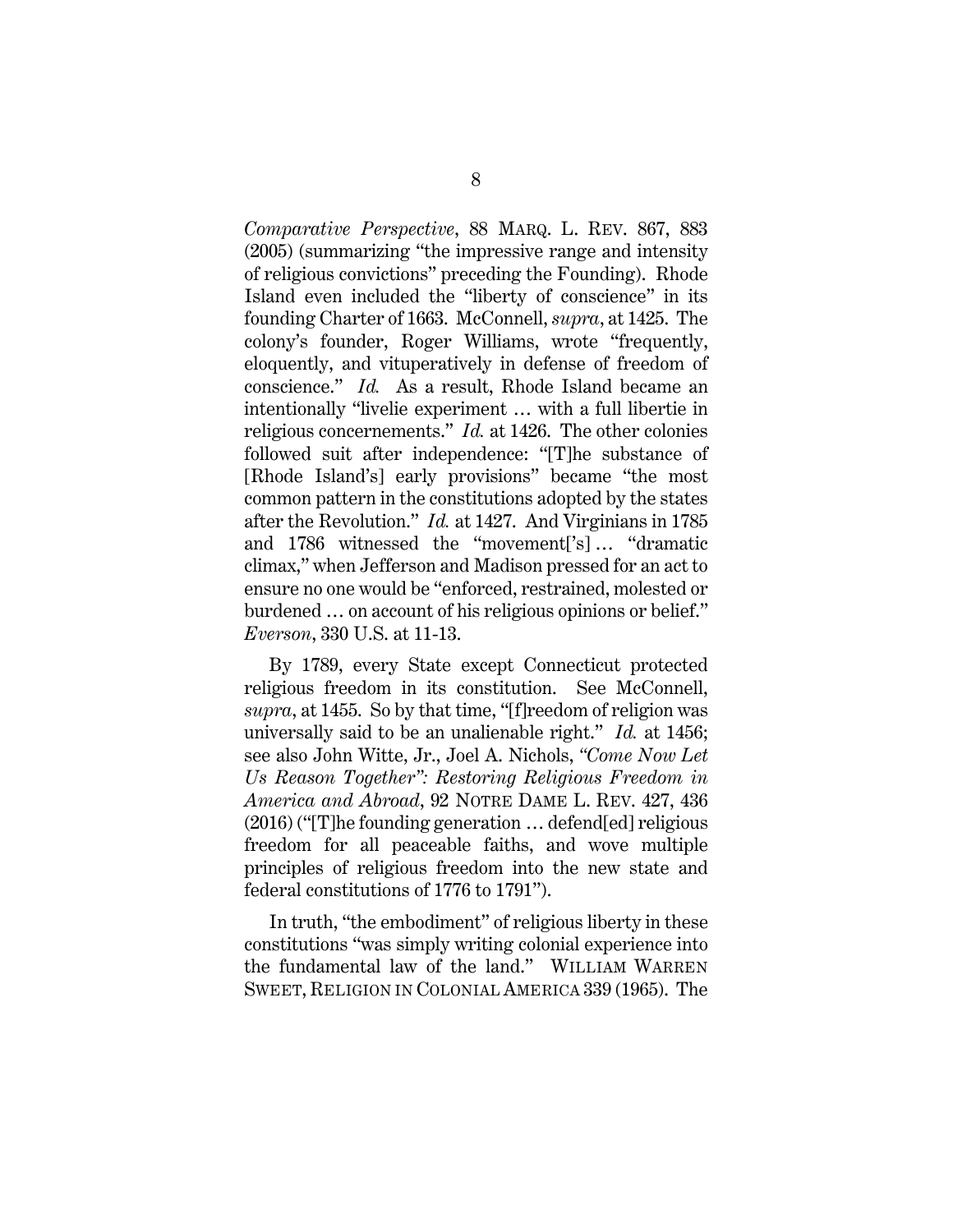*Comparative Perspective*, 88 MARQ. L. REV. 867, 883 (2005) (summarizing "the impressive range and intensity of religious convictions" preceding the Founding). Rhode Island even included the "liberty of conscience" in its founding Charter of 1663. McConnell, *supra*, at 1425. The colony's founder, Roger Williams, wrote "frequently, eloquently, and vituperatively in defense of freedom of conscience." *Id.* As a result, Rhode Island became an intentionally "livelie experiment … with a full libertie in religious concernements." *Id.* at 1426. The other colonies followed suit after independence: "[T]he substance of [Rhode Island's] early provisions" became "the most common pattern in the constitutions adopted by the states after the Revolution." *Id.* at 1427. And Virginians in 1785 and 1786 witnessed the "movement['s] … "dramatic climax," when Jefferson and Madison pressed for an act to ensure no one would be "enforced, restrained, molested or burdened … on account of his religious opinions or belief." *Everson*, 330 U.S. at 11-13.

By 1789, every State except Connecticut protected religious freedom in its constitution. See McConnell, *supra*, at 1455. So by that time, "[f]reedom of religion was universally said to be an unalienable right." *Id.* at 1456; see also John Witte, Jr., Joel A. Nichols, *"Come Now Let Us Reason Together": Restoring Religious Freedom in America and Abroad*, 92 NOTRE DAME L. REV. 427, 436 (2016) ("[T]he founding generation … defend[ed] religious freedom for all peaceable faiths, and wove multiple principles of religious freedom into the new state and federal constitutions of 1776 to 1791").

In truth, "the embodiment" of religious liberty in these constitutions "was simply writing colonial experience into the fundamental law of the land." WILLIAM WARREN SWEET, RELIGION IN COLONIAL AMERICA 339 (1965). The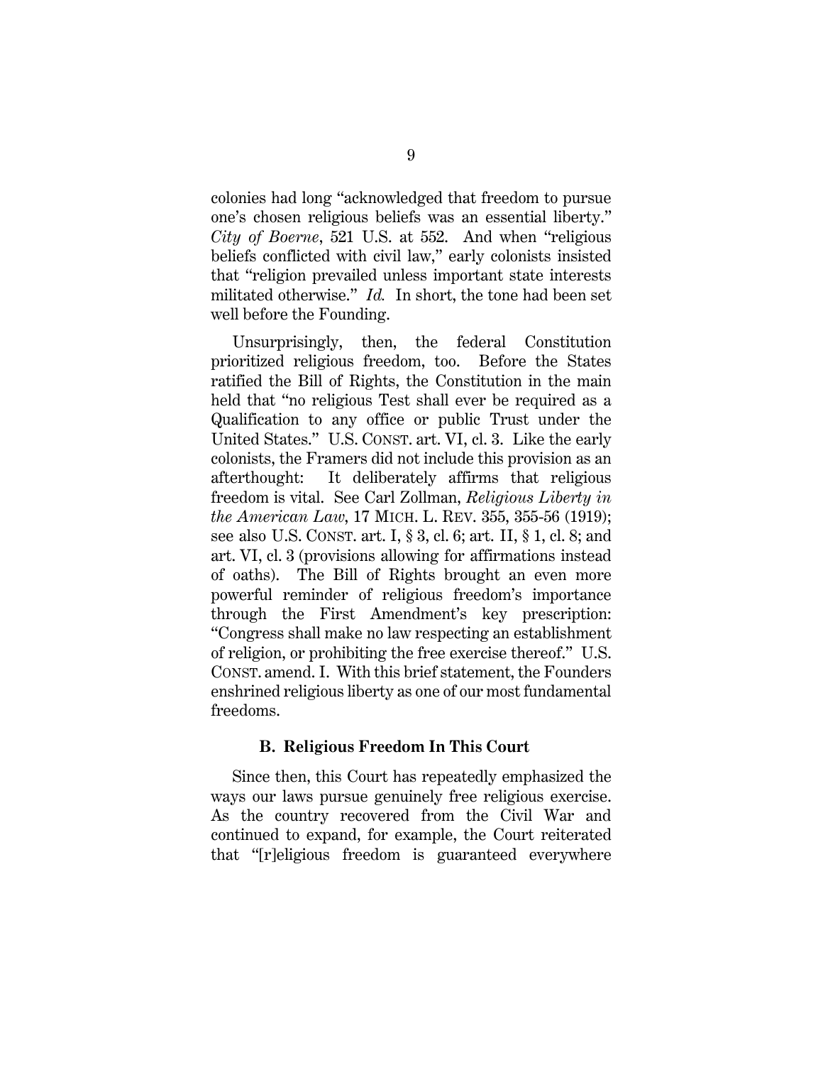colonies had long "acknowledged that freedom to pursue one's chosen religious beliefs was an essential liberty." *City of Boerne*, 521 U.S. at 552. And when "religious beliefs conflicted with civil law," early colonists insisted that "religion prevailed unless important state interests militated otherwise." *Id.* In short, the tone had been set well before the Founding.

Unsurprisingly, then, the federal Constitution prioritized religious freedom, too. Before the States ratified the Bill of Rights, the Constitution in the main held that "no religious Test shall ever be required as a Qualification to any office or public Trust under the United States." U.S. CONST. art. VI, cl. 3. Like the early colonists, the Framers did not include this provision as an afterthought: It deliberately affirms that religious freedom is vital. See Carl Zollman, *Religious Liberty in the American Law*, 17 MICH. L. REV. 355, 355-56 (1919); see also U.S. CONST. art. I, § 3, cl. 6; art. II, § 1, cl. 8; and art. VI, cl. 3 (provisions allowing for affirmations instead of oaths). The Bill of Rights brought an even more powerful reminder of religious freedom's importance through the First Amendment's key prescription: "Congress shall make no law respecting an establishment of religion, or prohibiting the free exercise thereof." U.S. CONST. amend. I. With this brief statement, the Founders enshrined religious liberty as one of our most fundamental freedoms.

### B. Religious Freedom In This Court

Since then, this Court has repeatedly emphasized the ways our laws pursue genuinely free religious exercise. As the country recovered from the Civil War and continued to expand, for example, the Court reiterated that "[r]eligious freedom is guaranteed everywhere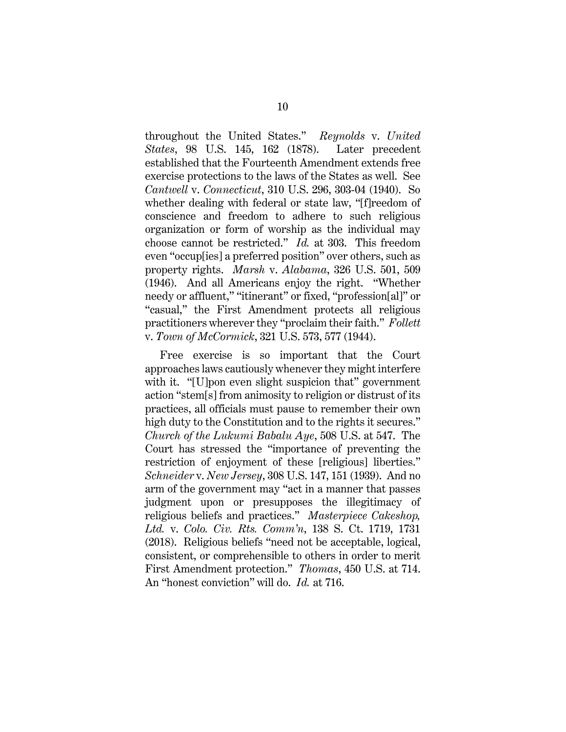throughout the United States." *Reynolds* v. *United States*, 98 U.S. 145, 162 (1878). Later precedent established that the Fourteenth Amendment extends free exercise protections to the laws of the States as well. See *Cantwell* v. *Connecticut*, 310 U.S. 296, 303-04 (1940). So whether dealing with federal or state law, "[f]reedom of conscience and freedom to adhere to such religious organization or form of worship as the individual may choose cannot be restricted." *Id.* at 303. This freedom even "occup[ies] a preferred position" over others, such as property rights. *Marsh* v. *Alabama*, 326 U.S. 501, 509 (1946). And all Americans enjoy the right. "Whether needy or affluent," "itinerant" or fixed, "profession[al]" or "casual," the First Amendment protects all religious practitioners wherever they "proclaim their faith." *Follett* v. *Town of McCormick*, 321 U.S. 573, 577 (1944).

Free exercise is so important that the Court approaches laws cautiously whenever they might interfere with it. "[U]pon even slight suspicion that" government action "stem[s] from animosity to religion or distrust of its practices, all officials must pause to remember their own high duty to the Constitution and to the rights it secures." *Church of the Lukumi Babalu Aye*, 508 U.S. at 547. The Court has stressed the "importance of preventing the restriction of enjoyment of these [religious] liberties." *Schneider* v. *New Jersey*, 308 U.S. 147, 151 (1939). And no arm of the government may "act in a manner that passes judgment upon or presupposes the illegitimacy of religious beliefs and practices." *Masterpiece Cakeshop, Ltd.* v. *Colo. Civ. Rts. Comm'n*, 138 S. Ct. 1719, 1731 (2018). Religious beliefs "need not be acceptable, logical, consistent, or comprehensible to others in order to merit First Amendment protection." *Thomas*, 450 U.S. at 714. An "honest conviction" will do. *Id.* at 716.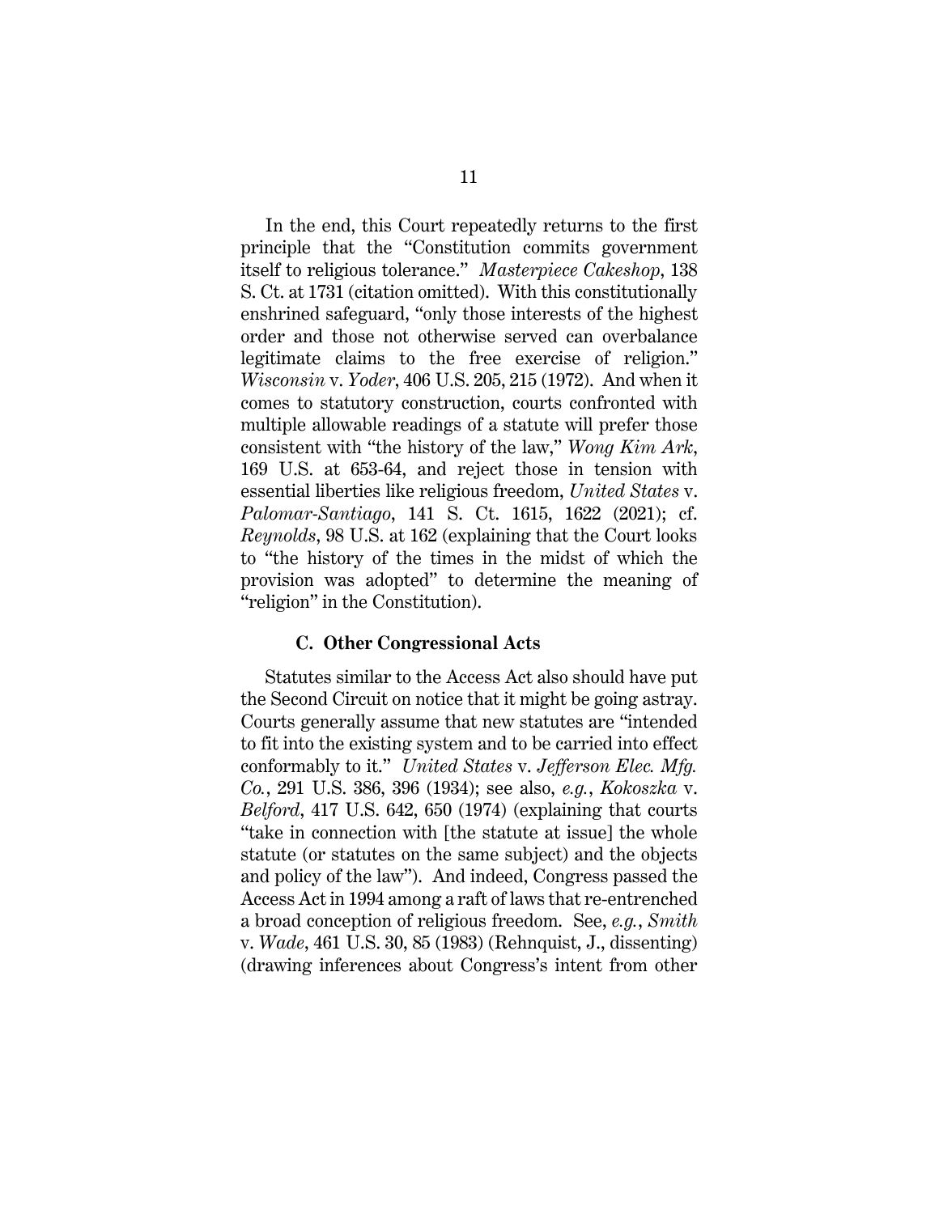In the end, this Court repeatedly returns to the first principle that the "Constitution commits government itself to religious tolerance." *Masterpiece Cakeshop*, 138 S. Ct. at 1731 (citation omitted). With this constitutionally enshrined safeguard, "only those interests of the highest order and those not otherwise served can overbalance legitimate claims to the free exercise of religion." *Wisconsin* v. *Yoder*, 406 U.S. 205, 215 (1972). And when it comes to statutory construction, courts confronted with multiple allowable readings of a statute will prefer those consistent with "the history of the law," *Wong Kim Ark*, 169 U.S. at 653-64, and reject those in tension with essential liberties like religious freedom, *United States* v. *Palomar-Santiago*, 141 S. Ct. 1615, 1622 (2021); cf. *Reynolds*, 98 U.S. at 162 (explaining that the Court looks to "the history of the times in the midst of which the provision was adopted" to determine the meaning of "religion" in the Constitution).

### C. Other Congressional Acts

Statutes similar to the Access Act also should have put the Second Circuit on notice that it might be going astray. Courts generally assume that new statutes are "intended to fit into the existing system and to be carried into effect conformably to it." *United States* v. *Jefferson Elec. Mfg. Co.*, 291 U.S. 386, 396 (1934); see also, *e.g.*, *Kokoszka* v. *Belford*, 417 U.S. 642, 650 (1974) (explaining that courts "take in connection with [the statute at issue] the whole statute (or statutes on the same subject) and the objects and policy of the law"). And indeed, Congress passed the Access Act in 1994 among a raft of laws that re-entrenched a broad conception of religious freedom. See, *e.g.*, *Smith* v. *Wade*, 461 U.S. 30, 85 (1983) (Rehnquist, J., dissenting) (drawing inferences about Congress's intent from other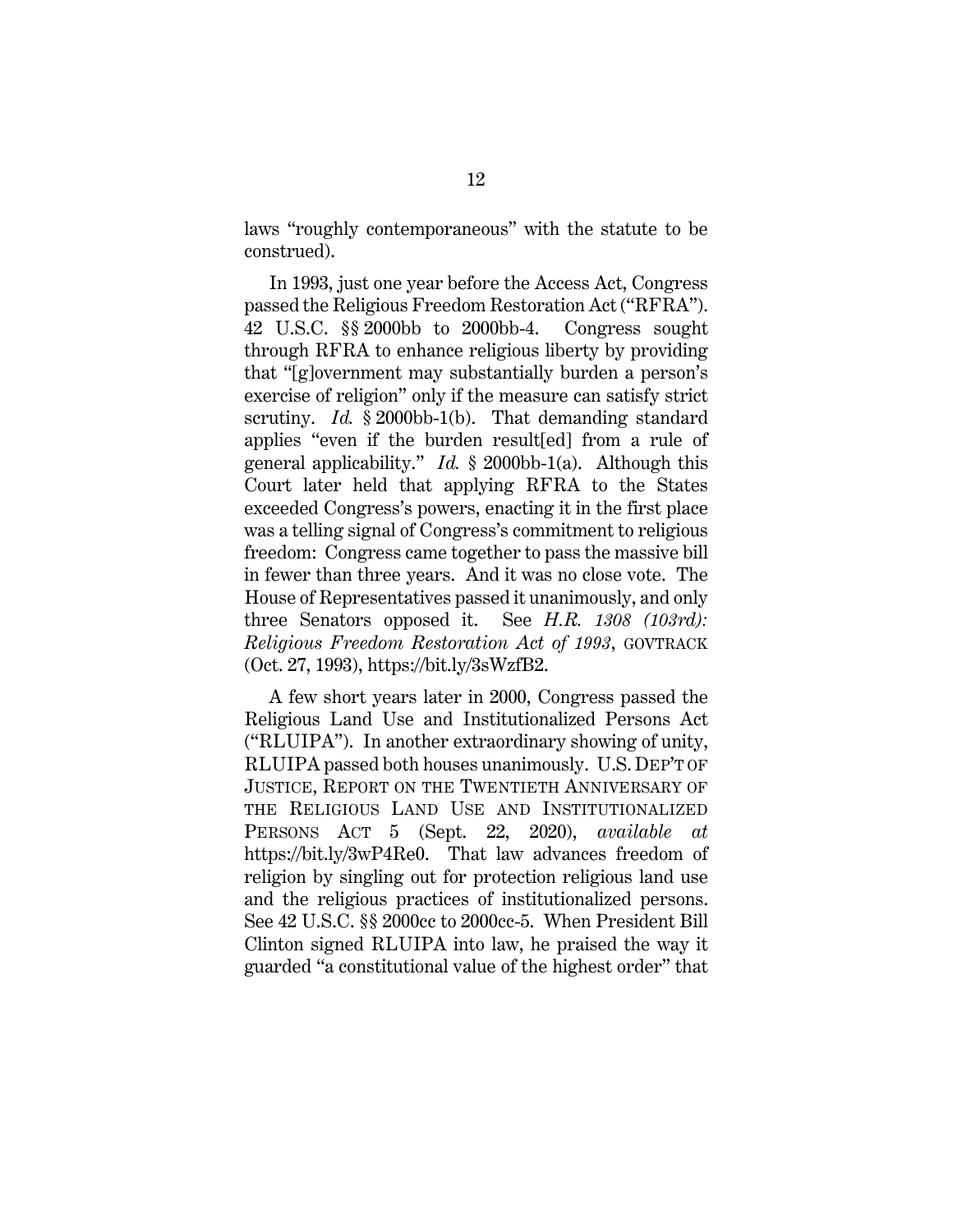laws "roughly contemporaneous" with the statute to be construed).

In 1993, just one year before the Access Act, Congress passed the Religious Freedom Restoration Act ("RFRA"). 42 U.S.C. §§ 2000bb to 2000bb-4. Congress sought through RFRA to enhance religious liberty by providing that "[g]overnment may substantially burden a person's exercise of religion" only if the measure can satisfy strict scrutiny. *Id.* § 2000bb-1(b). That demanding standard applies "even if the burden result[ed] from a rule of general applicability." *Id.* § 2000bb-1(a). Although this Court later held that applying RFRA to the States exceeded Congress's powers, enacting it in the first place was a telling signal of Congress's commitment to religious freedom: Congress came together to pass the massive bill in fewer than three years. And it was no close vote. The House of Representatives passed it unanimously, and only three Senators opposed it. See *H.R. 1308 (103rd): Religious Freedom Restoration Act of 1993*, GOVTRACK (Oct. 27, 1993), https://bit.ly/3sWzfB2.

A few short years later in 2000, Congress passed the Religious Land Use and Institutionalized Persons Act ("RLUIPA"). In another extraordinary showing of unity, RLUIPA passed both houses unanimously. U.S. DEP'T OF JUSTICE, REPORT ON THE TWENTIETH ANNIVERSARY OF THE RELIGIOUS LAND USE AND INSTITUTIONALIZED PERSONS ACT 5 (Sept. 22, 2020), *available at* https://bit.ly/3wP4Re0. That law advances freedom of religion by singling out for protection religious land use and the religious practices of institutionalized persons. See 42 U.S.C. §§ 2000cc to 2000cc-5. When President Bill Clinton signed RLUIPA into law, he praised the way it guarded "a constitutional value of the highest order" that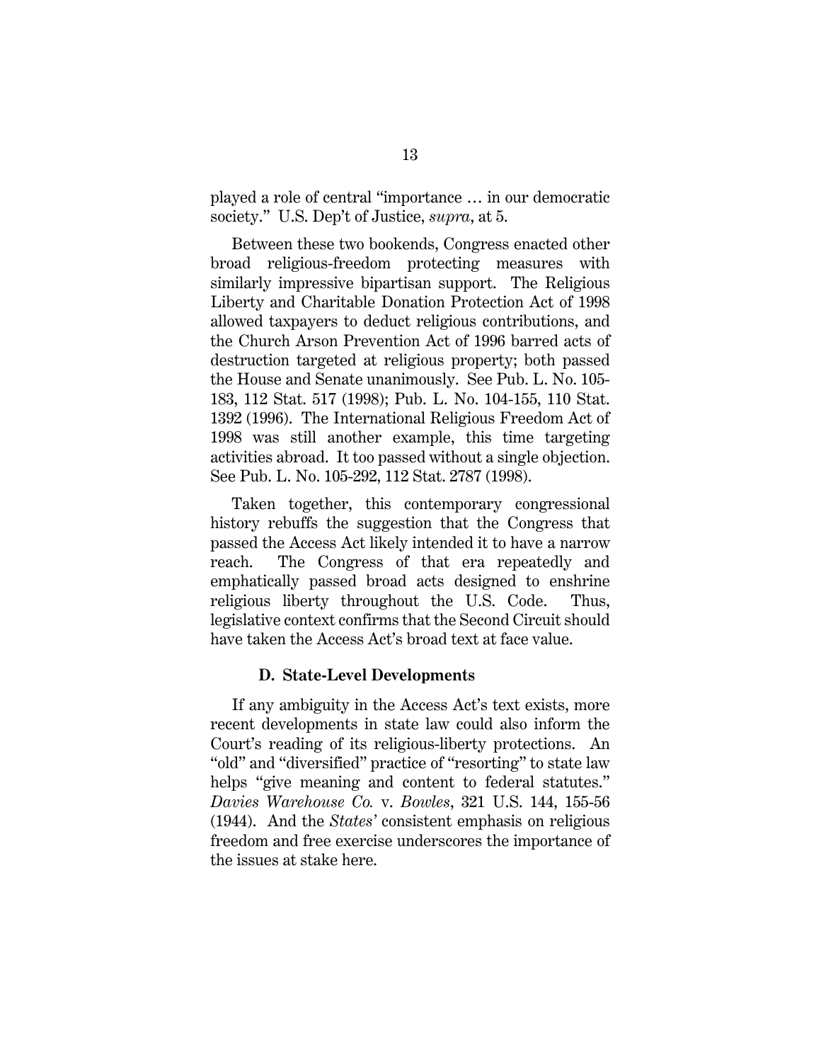played a role of central "importance … in our democratic society." U.S. Dep't of Justice, *supra*, at 5.

Between these two bookends, Congress enacted other broad religious-freedom protecting measures with similarly impressive bipartisan support. The Religious Liberty and Charitable Donation Protection Act of 1998 allowed taxpayers to deduct religious contributions, and the Church Arson Prevention Act of 1996 barred acts of destruction targeted at religious property; both passed the House and Senate unanimously. See Pub. L. No. 105-183, 112 Stat. 517 (1998); Pub. L. No. 104-155, 110 Stat. 1392 (1996). The International Religious Freedom Act of 1998 was still another example, this time targeting activities abroad. It too passed without a single objection. See Pub. L. No. 105-292, 112 Stat. 2787 (1998).

Taken together, this contemporary congressional history rebuffs the suggestion that the Congress that passed the Access Act likely intended it to have a narrow reach. The Congress of that era repeatedly and emphatically passed broad acts designed to enshrine religious liberty throughout the U.S. Code. Thus, legislative context confirms that the Second Circuit should have taken the Access Act's broad text at face value.

### D. State-Level Developments

If any ambiguity in the Access Act's text exists, more recent developments in state law could also inform the Court's reading of its religious-liberty protections. An "old" and "diversified" practice of "resorting" to state law helps "give meaning and content to federal statutes." *Davies Warehouse Co.* v. *Bowles*, 321 U.S. 144, 155-56 (1944). And the *States'* consistent emphasis on religious freedom and free exercise underscores the importance of the issues at stake here.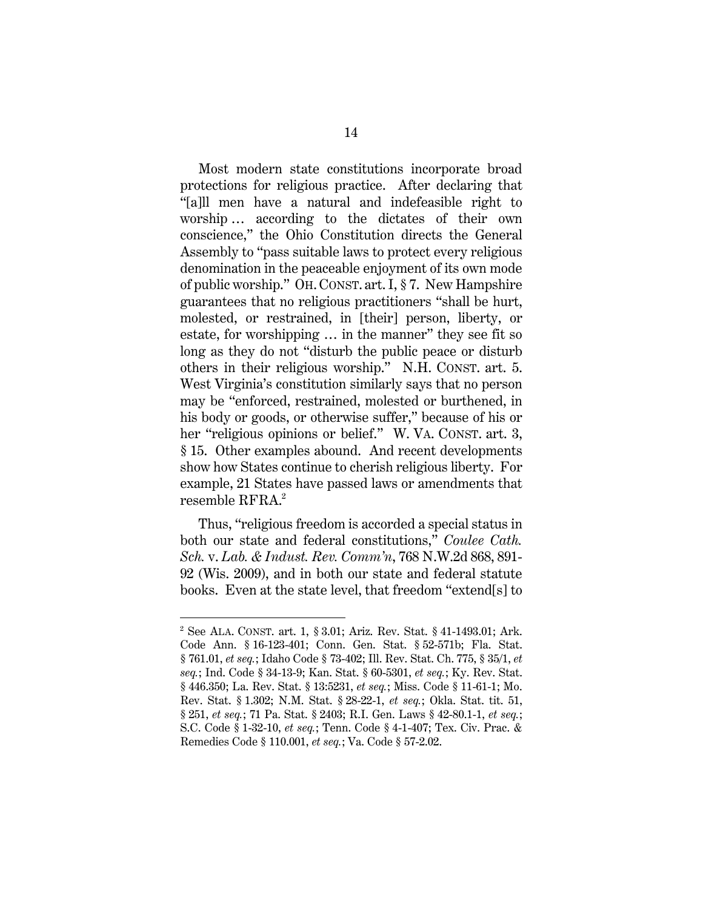Most modern state constitutions incorporate broad protections for religious practice. After declaring that "[a]ll men have a natural and indefeasible right to worship … according to the dictates of their own conscience," the Ohio Constitution directs the General Assembly to "pass suitable laws to protect every religious denomination in the peaceable enjoyment of its own mode of public worship." OH. CONST. art. I, § 7. New Hampshire guarantees that no religious practitioners "shall be hurt, molested, or restrained, in [their] person, liberty, or estate, for worshipping … in the manner" they see fit so long as they do not "disturb the public peace or disturb others in their religious worship." N.H. CONST. art. 5. West Virginia's constitution similarly says that no person may be "enforced, restrained, molested or burthened, in his body or goods, or otherwise suffer," because of his or her "religious opinions or belief." W. VA. CONST. art. 3, § 15. Other examples abound. And recent developments show how States continue to cherish religious liberty. For example, 21 States have passed laws or amendments that resemble RFRA.[2]

Thus, "religious freedom is accorded a special status in both our state and federal constitutions," *Coulee Cath. Sch.* v. *Lab. & Indust. Rev. Comm'n*, 768 N.W.2d 868, 891-92 (Wis. 2009), and in both our state and federal statute books. Even at the state level, that freedom "extend[s] to

---

[2] See ALA. CONST. art. 1, § 3.01; Ariz. Rev. Stat. § 41-1493.01; Ark. Code Ann. § 16-123-401; Conn. Gen. Stat. § 52-571b; Fla. Stat. § 761.01, *et seq.*; Idaho Code § 73-402; Ill. Rev. Stat. Ch. 775, § 35/1, *et seq.*; Ind. Code § 34-13-9; Kan. Stat. § 60-5301, *et seq.*; Ky. Rev. Stat. § 446.350; La. Rev. Stat. § 13:5231, *et seq.*; Miss. Code § 11-61-1; Mo. Rev. Stat. § 1.302; N.M. Stat. § 28-22-1, *et seq.*; Okla. Stat. tit. 51, § 251, *et seq.*; 71 Pa. Stat. § 2403; R.I. Gen. Laws § 42-80.1-1, *et seq.*; S.C. Code § 1-32-10, *et seq.*; Tenn. Code § 4-1-407; Tex. Civ. Prac. & Remedies Code § 110.001, *et seq.*; Va. Code § 57-2.02.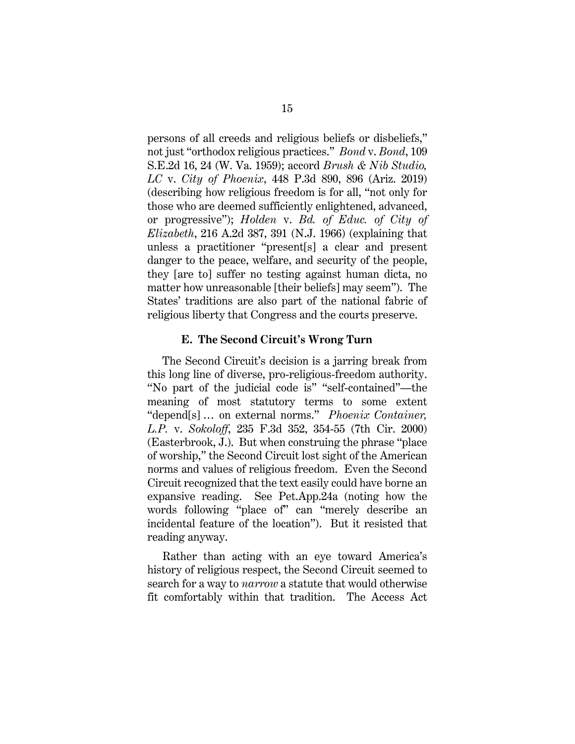persons of all creeds and religious beliefs or disbeliefs," not just "orthodox religious practices." *Bond* v. *Bond*, 109 S.E.2d 16, 24 (W. Va. 1959); accord *Brush & Nib Studio, LC* v. *City of Phoenix*, 448 P.3d 890, 896 (Ariz. 2019) (describing how religious freedom is for all, "not only for those who are deemed sufficiently enlightened, advanced, or progressive"); *Holden* v. *Bd. of Educ. of City of Elizabeth*, 216 A.2d 387, 391 (N.J. 1966) (explaining that unless a practitioner "present[s] a clear and present danger to the peace, welfare, and security of the people, they [are to] suffer no testing against human dicta, no matter how unreasonable [their beliefs] may seem"). The States' traditions are also part of the national fabric of religious liberty that Congress and the courts preserve.

### E. The Second Circuit's Wrong Turn

The Second Circuit's decision is a jarring break from this long line of diverse, pro-religious-freedom authority. "No part of the judicial code is" "self-contained"—the meaning of most statutory terms to some extent "depend[s] … on external norms." *Phoenix Container, L.P.* v. *Sokoloff*, 235 F.3d 352, 354-55 (7th Cir. 2000) (Easterbrook, J.). But when construing the phrase "place of worship," the Second Circuit lost sight of the American norms and values of religious freedom. Even the Second Circuit recognized that the text easily could have borne an expansive reading. See Pet.App.24a (noting how the words following "place of" can "merely describe an incidental feature of the location"). But it resisted that reading anyway.

Rather than acting with an eye toward America's history of religious respect, the Second Circuit seemed to search for a way to *narrow* a statute that would otherwise fit comfortably within that tradition. The Access Act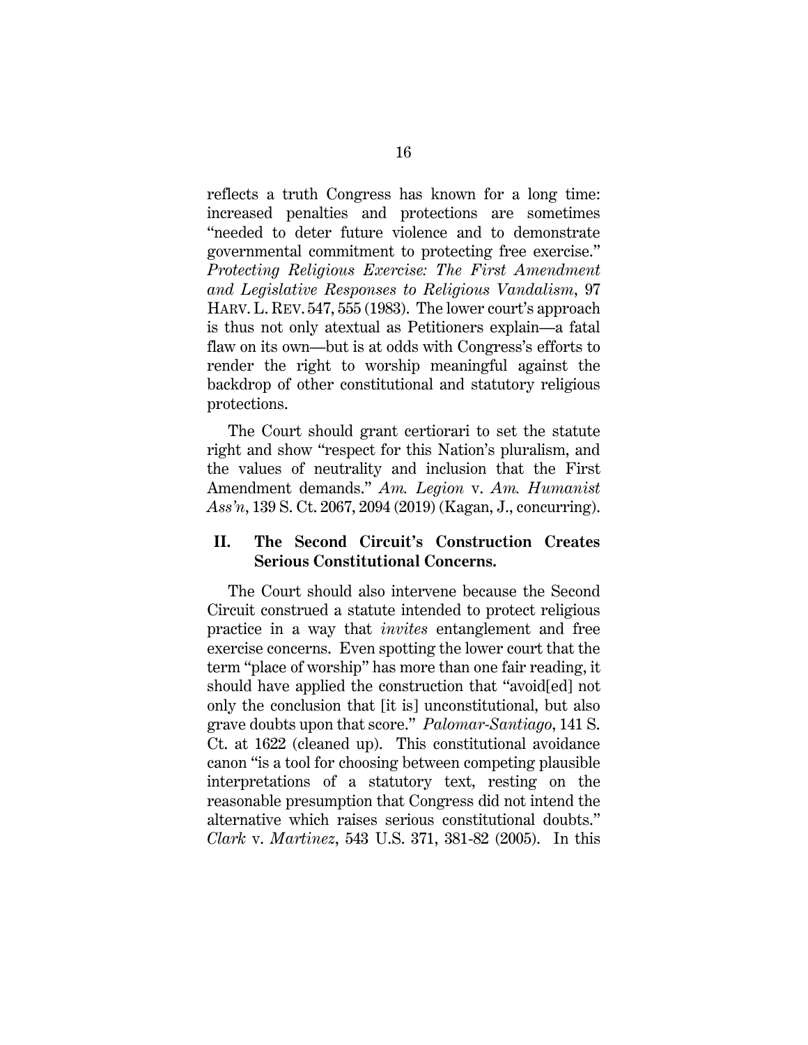reflects a truth Congress has known for a long time: increased penalties and protections are sometimes "needed to deter future violence and to demonstrate governmental commitment to protecting free exercise." *Protecting Religious Exercise: The First Amendment and Legislative Responses to Religious Vandalism*, 97 HARV. L. REV. 547, 555 (1983). The lower court's approach is thus not only atextual as Petitioners explain—a fatal flaw on its own—but is at odds with Congress's efforts to render the right to worship meaningful against the backdrop of other constitutional and statutory religious protections.

The Court should grant certiorari to set the statute right and show "respect for this Nation's pluralism, and the values of neutrality and inclusion that the First Amendment demands." *Am. Legion* v. *Am. Humanist Ass'n*, 139 S. Ct. 2067, 2094 (2019) (Kagan, J., concurring).

## II. The Second Circuit's Construction Creates Serious Constitutional Concerns.

The Court should also intervene because the Second Circuit construed a statute intended to protect religious practice in a way that *invites* entanglement and free exercise concerns. Even spotting the lower court that the term "place of worship" has more than one fair reading, it should have applied the construction that "avoid[ed] not only the conclusion that [it is] unconstitutional, but also grave doubts upon that score." *Palomar-Santiago*, 141 S. Ct. at 1622 (cleaned up). This constitutional avoidance canon "is a tool for choosing between competing plausible interpretations of a statutory text, resting on the reasonable presumption that Congress did not intend the alternative which raises serious constitutional doubts." *Clark* v. *Martinez*, 543 U.S. 371, 381-82 (2005). In this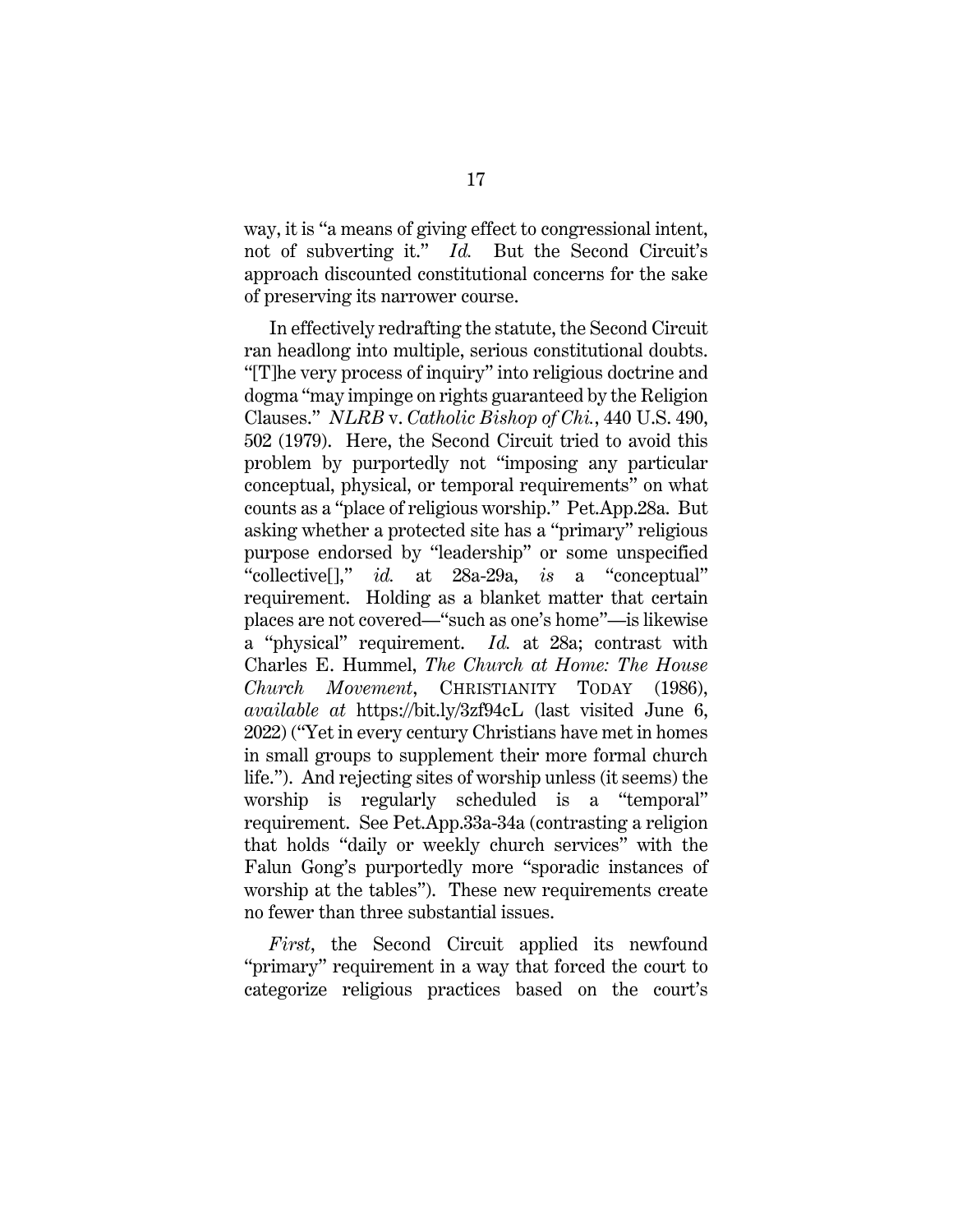way, it is "a means of giving effect to congressional intent, not of subverting it." *Id.* But the Second Circuit's approach discounted constitutional concerns for the sake of preserving its narrower course.

In effectively redrafting the statute, the Second Circuit ran headlong into multiple, serious constitutional doubts. "[T]he very process of inquiry" into religious doctrine and dogma "may impinge on rights guaranteed by the Religion Clauses." *NLRB* v. *Catholic Bishop of Chi.*, 440 U.S. 490, 502 (1979). Here, the Second Circuit tried to avoid this problem by purportedly not "imposing any particular conceptual, physical, or temporal requirements" on what counts as a "place of religious worship." Pet.App.28a. But asking whether a protected site has a "primary" religious purpose endorsed by "leadership" or some unspecified "collective[]," *id.* at 28a-29a, *is* a "conceptual" requirement. Holding as a blanket matter that certain places are not covered—"such as one's home"—is likewise a "physical" requirement. *Id.* at 28a; contrast with Charles E. Hummel, *The Church at Home: The House Church Movement*, CHRISTIANITY TODAY (1986), *available at* https://bit.ly/3zf94cL (last visited June 6, 2022) ("Yet in every century Christians have met in homes in small groups to supplement their more formal church life."). And rejecting sites of worship unless (it seems) the worship is regularly scheduled is a "temporal" requirement. See Pet.App.33a-34a (contrasting a religion that holds "daily or weekly church services" with the Falun Gong's purportedly more "sporadic instances of worship at the tables"). These new requirements create no fewer than three substantial issues.

*First*, the Second Circuit applied its newfound "primary" requirement in a way that forced the court to categorize religious practices based on the court's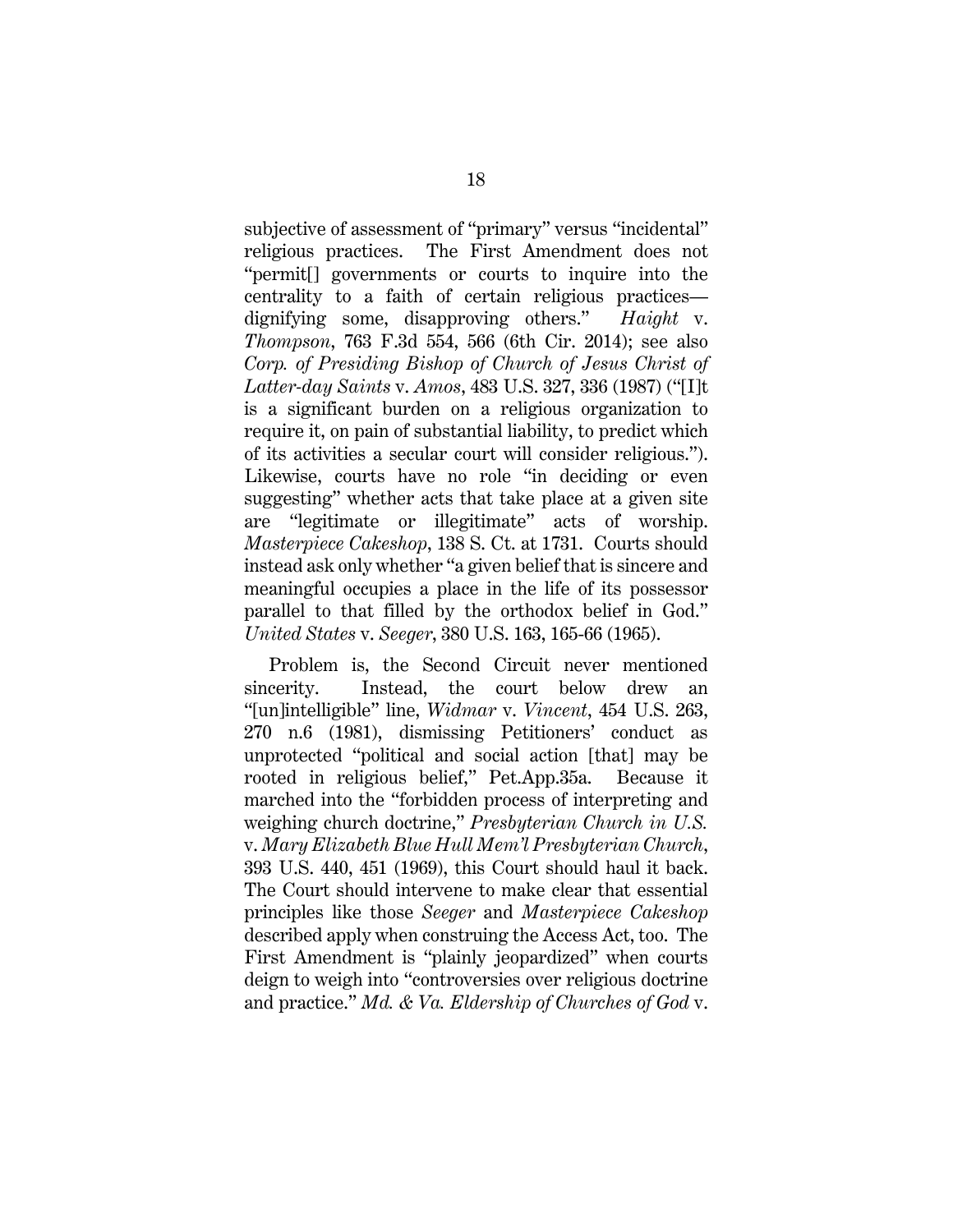subjective of assessment of "primary" versus "incidental" religious practices. The First Amendment does not "permit[] governments or courts to inquire into the centrality to a faith of certain religious practices—dignifying some, disapproving others." *Haight* v. *Thompson*, 763 F.3d 554, 566 (6th Cir. 2014); see also *Corp. of Presiding Bishop of Church of Jesus Christ of Latter-day Saints* v. *Amos*, 483 U.S. 327, 336 (1987) ("[I]t is a significant burden on a religious organization to require it, on pain of substantial liability, to predict which of its activities a secular court will consider religious."). Likewise, courts have no role "in deciding or even suggesting" whether acts that take place at a given site are "legitimate or illegitimate" acts of worship. *Masterpiece Cakeshop*, 138 S. Ct. at 1731. Courts should instead ask only whether "a given belief that is sincere and meaningful occupies a place in the life of its possessor parallel to that filled by the orthodox belief in God." *United States* v. *Seeger*, 380 U.S. 163, 165-66 (1965).

Problem is, the Second Circuit never mentioned sincerity. Instead, the court below drew an "[un]intelligible" line, *Widmar* v. *Vincent*, 454 U.S. 263, 270 n.6 (1981), dismissing Petitioners' conduct as unprotected "political and social action [that] may be rooted in religious belief," Pet.App.35a. Because it marched into the "forbidden process of interpreting and weighing church doctrine," *Presbyterian Church in U.S.* v. *Mary Elizabeth Blue Hull Mem'l Presbyterian Church*, 393 U.S. 440, 451 (1969), this Court should haul it back. The Court should intervene to make clear that essential principles like those *Seeger* and *Masterpiece Cakeshop* described apply when construing the Access Act, too. The First Amendment is "plainly jeopardized" when courts deign to weigh into "controversies over religious doctrine and practice." *Md. & Va. Eldership of Churches of God* v.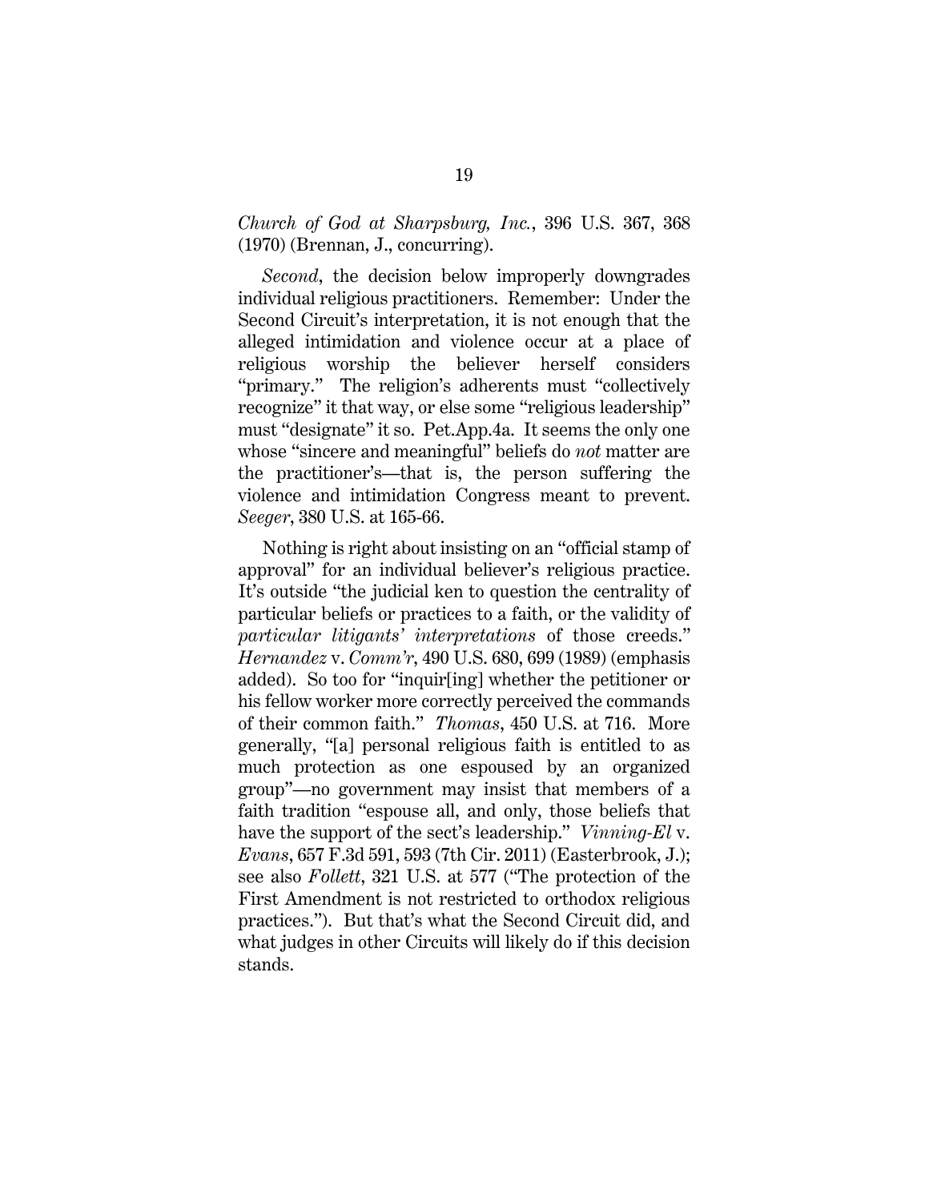*Church of God at Sharpsburg, Inc.*, 396 U.S. 367, 368 (1970) (Brennan, J., concurring).

*Second*, the decision below improperly downgrades individual religious practitioners. Remember: Under the Second Circuit's interpretation, it is not enough that the alleged intimidation and violence occur at a place of religious worship the believer herself considers "primary." The religion's adherents must "collectively recognize" it that way, or else some "religious leadership" must "designate" it so. Pet.App.4a. It seems the only one whose "sincere and meaningful" beliefs do *not* matter are the practitioner's—that is, the person suffering the violence and intimidation Congress meant to prevent. *Seeger*, 380 U.S. at 165-66.

Nothing is right about insisting on an "official stamp of approval" for an individual believer's religious practice. It's outside "the judicial ken to question the centrality of particular beliefs or practices to a faith, or the validity of *particular litigants' interpretations* of those creeds." *Hernandez* v. *Comm'r*, 490 U.S. 680, 699 (1989) (emphasis added). So too for "inquir[ing] whether the petitioner or his fellow worker more correctly perceived the commands of their common faith." *Thomas*, 450 U.S. at 716. More generally, "[a] personal religious faith is entitled to as much protection as one espoused by an organized group"—no government may insist that members of a faith tradition "espouse all, and only, those beliefs that have the support of the sect's leadership." *Vinning-El* v. *Evans*, 657 F.3d 591, 593 (7th Cir. 2011) (Easterbrook, J.); see also *Follett*, 321 U.S. at 577 ("The protection of the First Amendment is not restricted to orthodox religious practices."). But that's what the Second Circuit did, and what judges in other Circuits will likely do if this decision stands.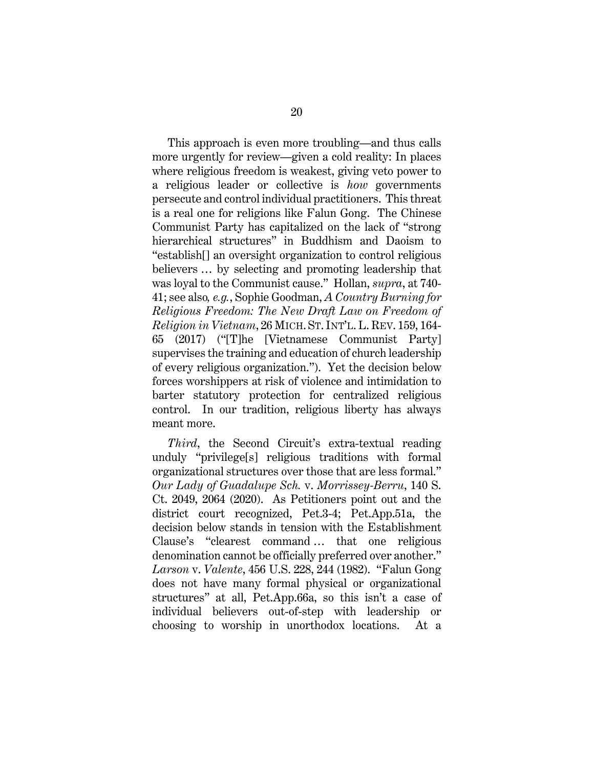This approach is even more troubling—and thus calls more urgently for review—given a cold reality: In places where religious freedom is weakest, giving veto power to a religious leader or collective is *how* governments persecute and control individual practitioners. This threat is a real one for religions like Falun Gong. The Chinese Communist Party has capitalized on the lack of "strong hierarchical structures" in Buddhism and Daoism to "establish[] an oversight organization to control religious believers … by selecting and promoting leadership that was loyal to the Communist cause." Hollan, *supra*, at 740-41; see also*, e.g.*, Sophie Goodman, *A Country Burning for Religious Freedom: The New Draft Law on Freedom of Religion in Vietnam*, 26 MICH. ST. INT'L. L. REV. 159, 164-65 (2017) ("[T]he [Vietnamese Communist Party] supervises the training and education of church leadership of every religious organization."). Yet the decision below forces worshippers at risk of violence and intimidation to barter statutory protection for centralized religious control. In our tradition, religious liberty has always meant more.

*Third*, the Second Circuit's extra-textual reading unduly "privilege[s] religious traditions with formal organizational structures over those that are less formal." *Our Lady of Guadalupe Sch.* v. *Morrissey-Berru*, 140 S. Ct. 2049, 2064 (2020). As Petitioners point out and the district court recognized, Pet.3-4; Pet.App.51a, the decision below stands in tension with the Establishment Clause's "clearest command … that one religious denomination cannot be officially preferred over another." *Larson* v. *Valente*, 456 U.S. 228, 244 (1982). "Falun Gong does not have many formal physical or organizational structures" at all, Pet.App.66a, so this isn't a case of individual believers out-of-step with leadership or choosing to worship in unorthodox locations. At a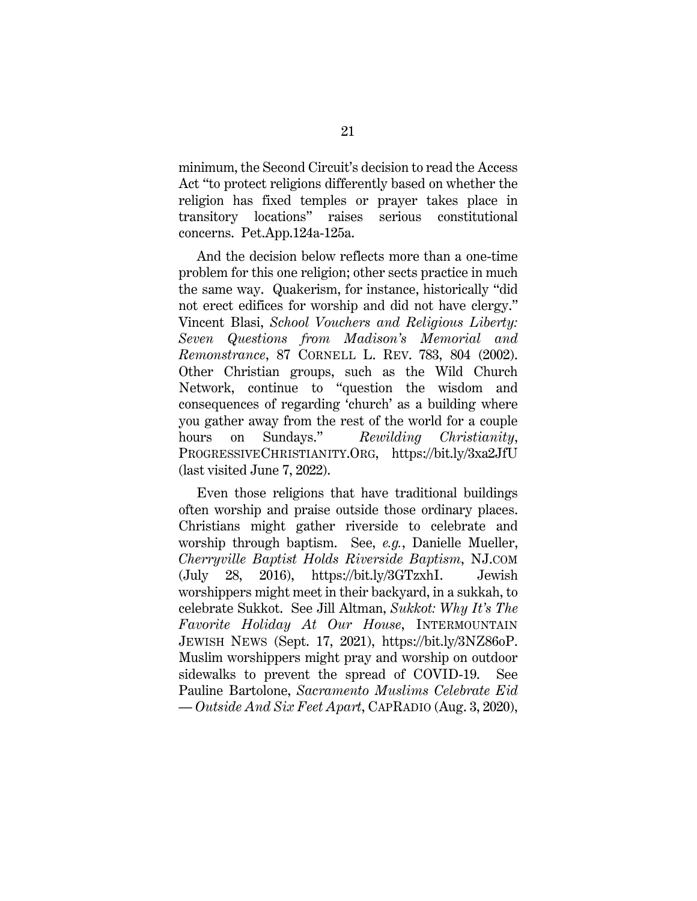minimum, the Second Circuit's decision to read the Access Act "to protect religions differently based on whether the religion has fixed temples or prayer takes place in transitory locations" raises serious constitutional concerns. Pet.App.124a-125a.

And the decision below reflects more than a one-time problem for this one religion; other sects practice in much the same way. Quakerism, for instance, historically "did not erect edifices for worship and did not have clergy." Vincent Blasi, *School Vouchers and Religious Liberty: Seven Questions from Madison's Memorial and Remonstrance*, 87 CORNELL L. REV. 783, 804 (2002). Other Christian groups, such as the Wild Church Network, continue to "question the wisdom and consequences of regarding 'church' as a building where you gather away from the rest of the world for a couple hours on Sundays." *Rewilding Christianity*, PROGRESSIVECHRISTIANITY.ORG, https://bit.ly/3xa2JfU (last visited June 7, 2022).

Even those religions that have traditional buildings often worship and praise outside those ordinary places. Christians might gather riverside to celebrate and worship through baptism. See, *e.g.*, Danielle Mueller, *Cherryville Baptist Holds Riverside Baptism*, NJ.COM (July 28, 2016), https://bit.ly/3GTzxhI. Jewish worshippers might meet in their backyard, in a sukkah, to celebrate Sukkot. See Jill Altman, *Sukkot: Why It's The Favorite Holiday At Our House*, INTERMOUNTAIN JEWISH NEWS (Sept. 17, 2021), https://bit.ly/3NZ86oP. Muslim worshippers might pray and worship on outdoor sidewalks to prevent the spread of COVID-19. See Pauline Bartolone, *Sacramento Muslims Celebrate Eid — Outside And Six Feet Apart*, CAPRADIO (Aug. 3, 2020),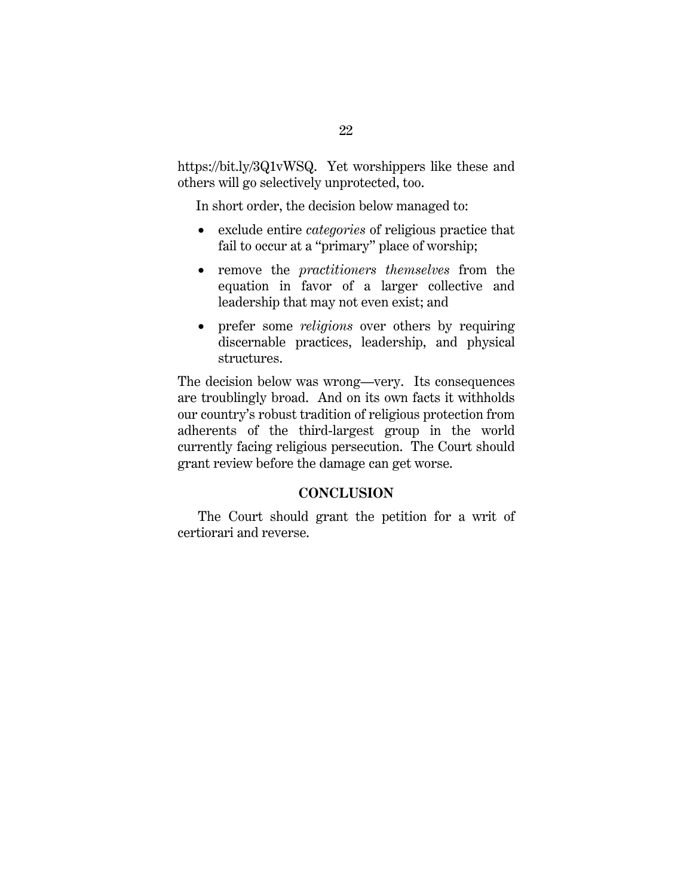https://bit.ly/3Q1vWSQ. Yet worshippers like these and others will go selectively unprotected, too.

In short order, the decision below managed to:

- exclude entire *categories* of religious practice that fail to occur at a "primary" place of worship;
- remove the *practitioners themselves* from the equation in favor of a larger collective and leadership that may not even exist; and
- prefer some *religions* over others by requiring discernable practices, leadership, and physical structures.

The decision below was wrong—very. Its consequences are troublingly broad. And on its own facts it withholds our country's robust tradition of religious protection from adherents of the third-largest group in the world currently facing religious persecution. The Court should grant review before the damage can get worse.

## CONCLUSION

The Court should grant the petition for a writ of certiorari and reverse.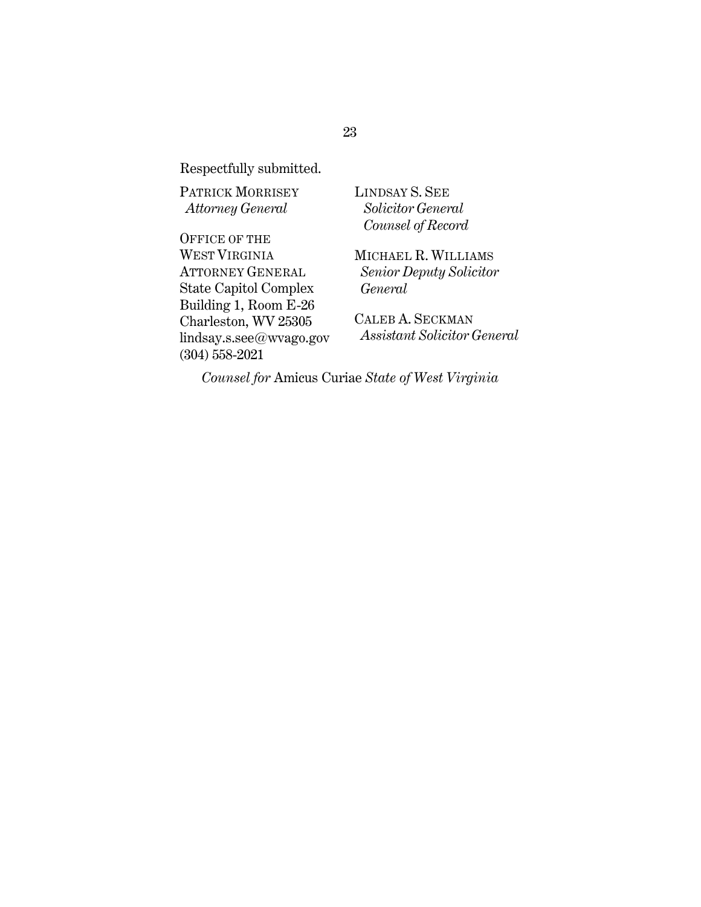Respectfully submitted.

PATRICK MORRISEY
*Attorney General*

OFFICE OF THE
WEST VIRGINIA
ATTORNEY GENERAL
State Capitol Complex
Building 1, Room E-26
Charleston, WV 25305
lindsay.s.see@wvago.gov
(304) 558-2021

LINDSAY S. SEE
*Solicitor General*
*Counsel of Record*

MICHAEL R. WILLIAMS
*Senior Deputy Solicitor General*

CALEB A. SECKMAN
*Assistant Solicitor General*

*Counsel for* Amicus Curiae *State of West Virginia*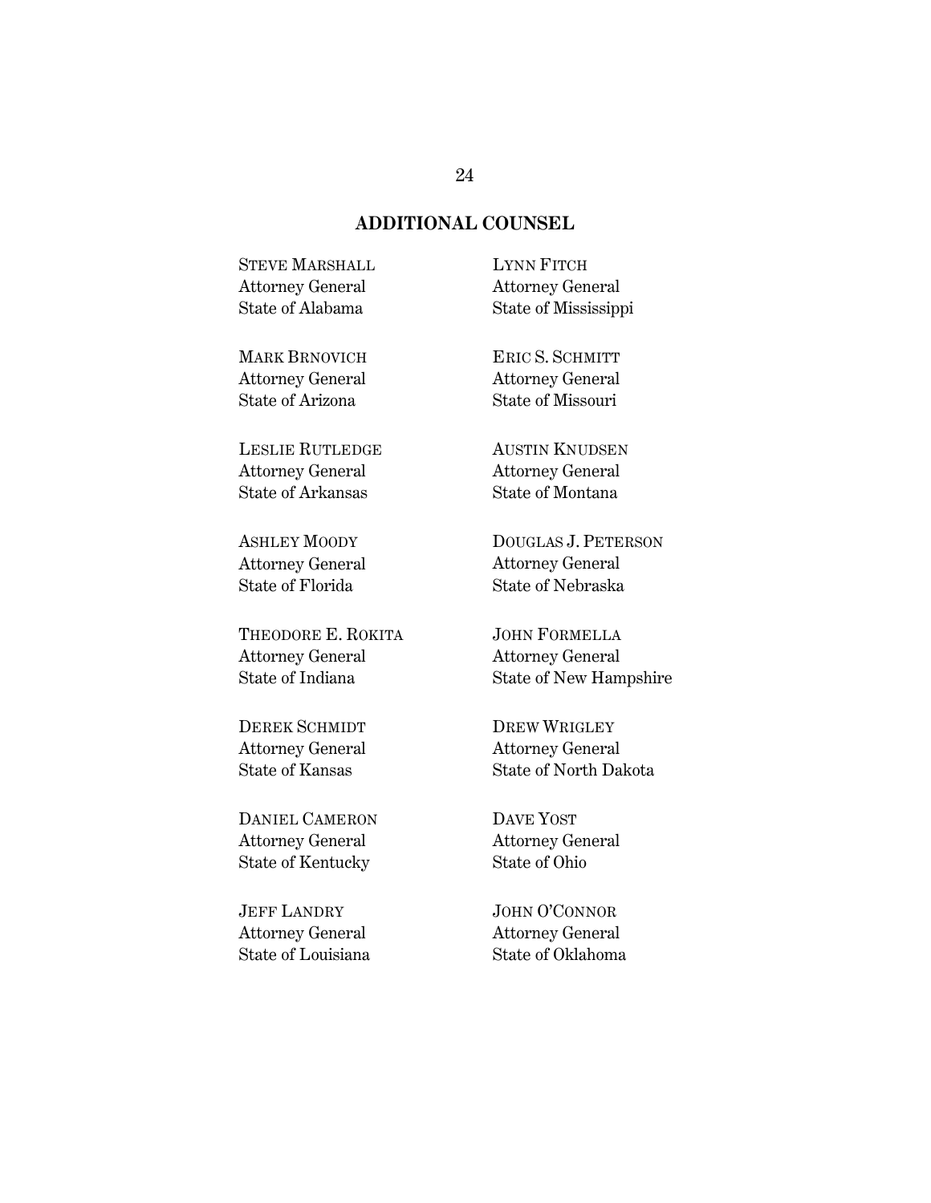## ADDITIONAL COUNSEL

STEVE MARSHALL
Attorney General
State of Alabama

MARK BRNOVICH
Attorney General
State of Arizona

LESLIE RUTLEDGE
Attorney General
State of Arkansas

ASHLEY MOODY
Attorney General
State of Florida

THEODORE E. ROKITA
Attorney General
State of Indiana

DEREK SCHMIDT
Attorney General
State of Kansas

DANIEL CAMERON
Attorney General
State of Kentucky

JEFF LANDRY
Attorney General
State of Louisiana

LYNN FITCH
Attorney General
State of Mississippi

ERIC S. SCHMITT
Attorney General
State of Missouri

AUSTIN KNUDSEN
Attorney General
State of Montana

DOUGLAS J. PETERSON
Attorney General
State of Nebraska

JOHN FORMELLA
Attorney General
State of New Hampshire

DREW WRIGLEY
Attorney General
State of North Dakota

DAVE YOST
Attorney General
State of Ohio

JOHN O'CONNOR
Attorney General
State of Oklahoma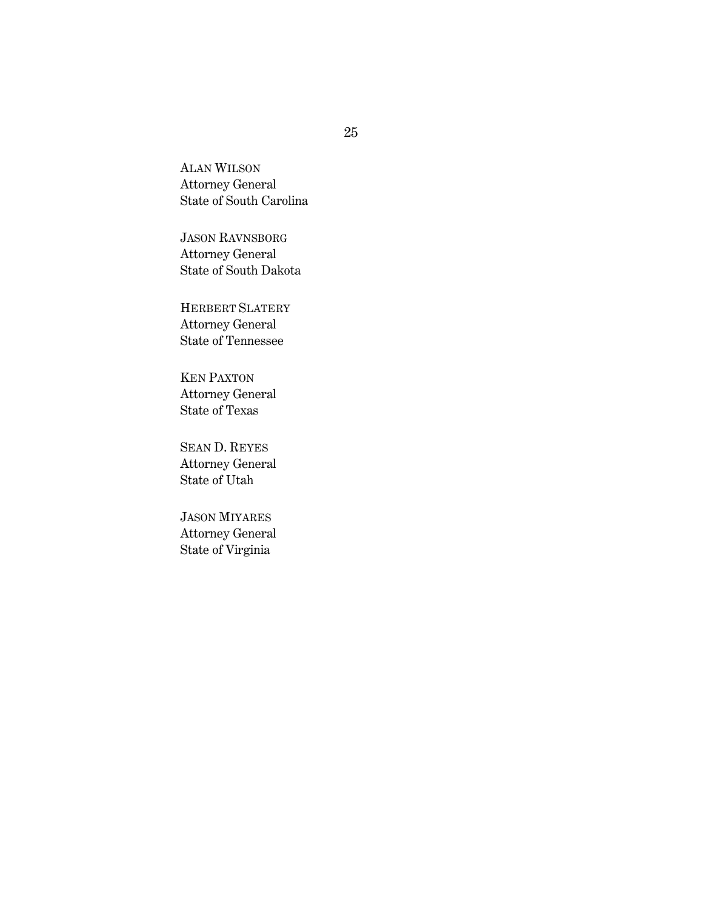ALAN WILSON
Attorney General
State of South Carolina

JASON RAVNSBORG
Attorney General
State of South Dakota

HERBERT SLATERY
Attorney General
State of Tennessee

KEN PAXTON
Attorney General
State of Texas

SEAN D. REYES
Attorney General
State of Utah

JASON MIYARES
Attorney General
State of Virginia